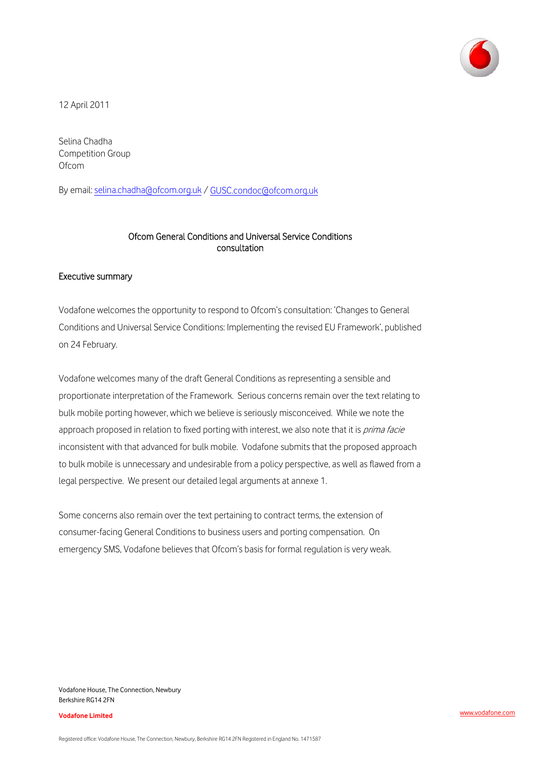12 April 2011

Selina Chadha
Competition Group
Ofcom

By email: selina.chadha@ofcom.org.uk / GUSC.condoc@ofcom.org.uk

## Ofcom General Conditions and Universal Service Conditions consultation

### Executive summary

Vodafone welcomes the opportunity to respond to Ofcom's consultation: 'Changes to General Conditions and Universal Service Conditions: Implementing the revised EU Framework', published on 24 February.

Vodafone welcomes many of the draft General Conditions as representing a sensible and proportionate interpretation of the Framework. Serious concerns remain over the text relating to bulk mobile porting however, which we believe is seriously misconceived. While we note the approach proposed in relation to fixed porting with interest, we also note that it is *prima facie* inconsistent with that advanced for bulk mobile. Vodafone submits that the proposed approach to bulk mobile is unnecessary and undesirable from a policy perspective, as well as flawed from a legal perspective. We present our detailed legal arguments at annexe 1.

Some concerns also remain over the text pertaining to contract terms, the extension of consumer-facing General Conditions to business users and porting compensation. On emergency SMS, Vodafone believes that Ofcom's basis for formal regulation is very weak.

Vodafone House, The Connection, Newbury
Berkshire RG14 2FN

**Vodafone Limited**

www.vodafone.com

Registered office: Vodafone House, The Connection, Newbury, Berkshire RG14 2FN Registered in England No. 1471587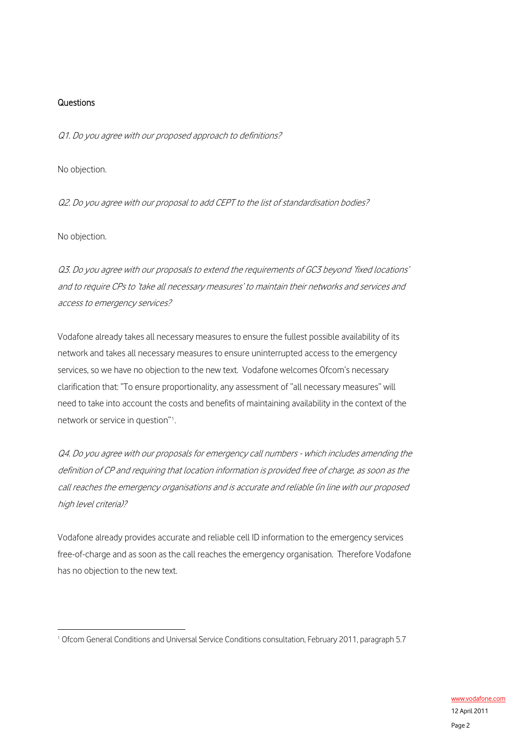## Questions

*Q1. Do you agree with our proposed approach to definitions?*

No objection.

*Q2. Do you agree with our proposal to add CEPT to the list of standardisation bodies?*

No objection.

*Q3. Do you agree with our proposals to extend the requirements of GC3 beyond 'fixed locations' and to require CPs to 'take all necessary measures' to maintain their networks and services and access to emergency services?*

Vodafone already takes all necessary measures to ensure the fullest possible availability of its network and takes all necessary measures to ensure uninterrupted access to the emergency services, so we have no objection to the new text. Vodafone welcomes Ofcom's necessary clarification that: "To ensure proportionality, any assessment of "all necessary measures" will need to take into account the costs and benefits of maintaining availability in the context of the network or service in question"[1].

*Q4. Do you agree with our proposals for emergency call numbers - which includes amending the definition of CP and requiring that location information is provided free of charge, as soon as the call reaches the emergency organisations and is accurate and reliable (in line with our proposed high level criteria)?*

Vodafone already provides accurate and reliable cell ID information to the emergency services free-of-charge and as soon as the call reaches the emergency organisation. Therefore Vodafone has no objection to the new text.

---

[1] Ofcom General Conditions and Universal Service Conditions consultation, February 2011, paragraph 5.7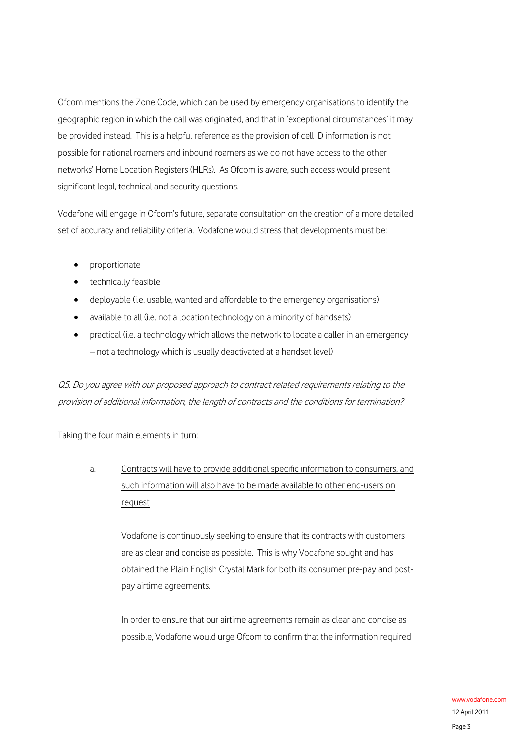Ofcom mentions the Zone Code, which can be used by emergency organisations to identify the geographic region in which the call was originated, and that in 'exceptional circumstances' it may be provided instead. This is a helpful reference as the provision of cell ID information is not possible for national roamers and inbound roamers as we do not have access to the other networks' Home Location Registers (HLRs). As Ofcom is aware, such access would present significant legal, technical and security questions.

Vodafone will engage in Ofcom's future, separate consultation on the creation of a more detailed set of accuracy and reliability criteria. Vodafone would stress that developments must be:

- proportionate
- technically feasible
- deployable (i.e. usable, wanted and affordable to the emergency organisations)
- available to all (i.e. not a location technology on a minority of handsets)
- practical (i.e. a technology which allows the network to locate a caller in an emergency – not a technology which is usually deactivated at a handset level)

*Q5. Do you agree with our proposed approach to contract related requirements relating to the provision of additional information, the length of contracts and the conditions for termination?*

Taking the four main elements in turn:

a. <u>Contracts will have to provide additional specific information to consumers, and such information will also have to be made available to other end-users on request</u>

   Vodafone is continuously seeking to ensure that its contracts with customers are as clear and concise as possible. This is why Vodafone sought and has obtained the Plain English Crystal Mark for both its consumer pre-pay and post-pay airtime agreements.

   In order to ensure that our airtime agreements remain as clear and concise as possible, Vodafone would urge Ofcom to confirm that the information required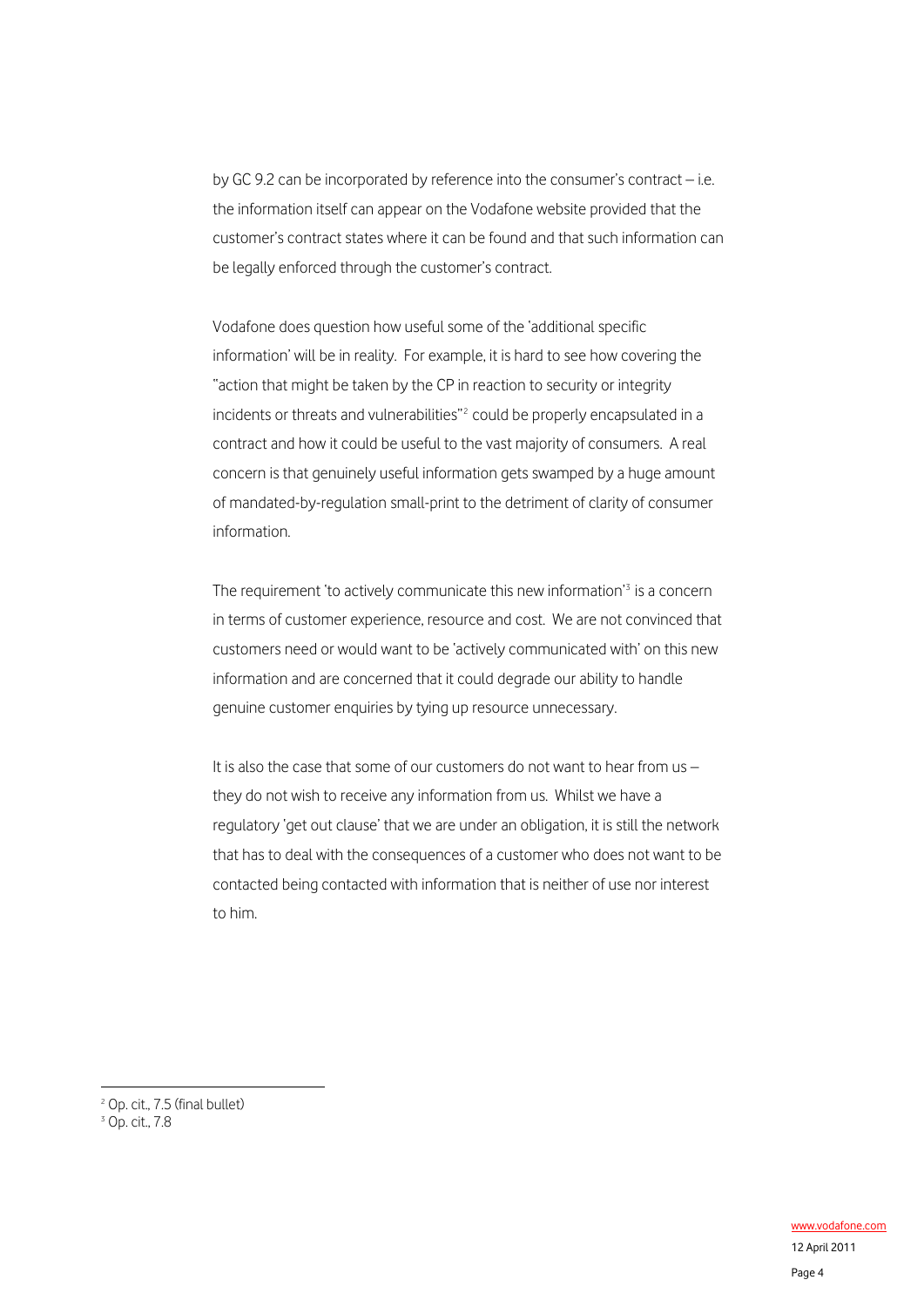by GC 9.2 can be incorporated by reference into the consumer's contract – i.e. the information itself can appear on the Vodafone website provided that the customer's contract states where it can be found and that such information can be legally enforced through the customer's contract.

Vodafone does question how useful some of the 'additional specific information' will be in reality. For example, it is hard to see how covering the "action that might be taken by the CP in reaction to security or integrity incidents or threats and vulnerabilities"[2] could be properly encapsulated in a contract and how it could be useful to the vast majority of consumers. A real concern is that genuinely useful information gets swamped by a huge amount of mandated-by-regulation small-print to the detriment of clarity of consumer information.

The requirement 'to actively communicate this new information'[3] is a concern in terms of customer experience, resource and cost. We are not convinced that customers need or would want to be 'actively communicated with' on this new information and are concerned that it could degrade our ability to handle genuine customer enquiries by tying up resource unnecessary.

It is also the case that some of our customers do not want to hear from us – they do not wish to receive any information from us. Whilst we have a regulatory 'get out clause' that we are under an obligation, it is still the network that has to deal with the consequences of a customer who does not want to be contacted being contacted with information that is neither of use nor interest to him.

---

[2] Op. cit., 7.5 (final bullet)

[3] Op. cit., 7.8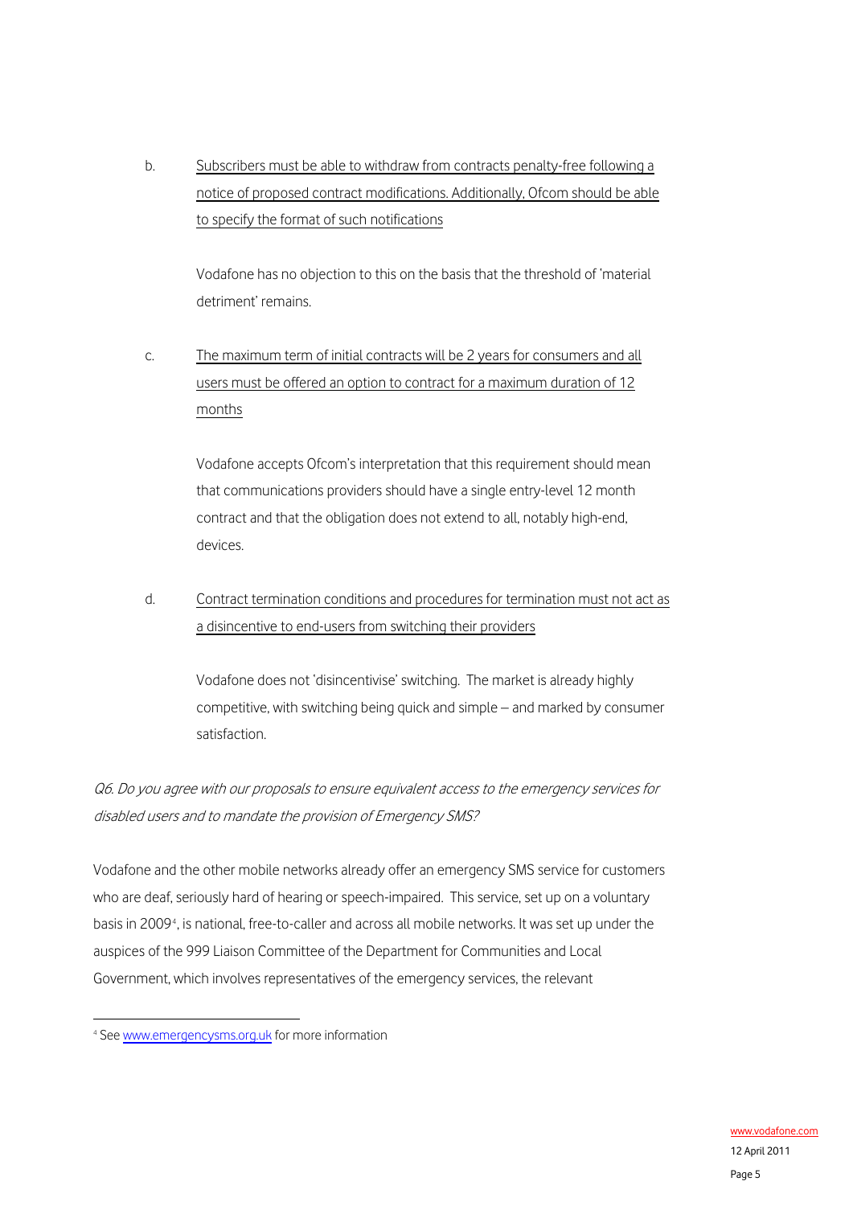b. Subscribers must be able to withdraw from contracts penalty-free following a notice of proposed contract modifications. Additionally, Ofcom should be able to specify the format of such notifications

Vodafone has no objection to this on the basis that the threshold of 'material detriment' remains.

c. The maximum term of initial contracts will be 2 years for consumers and all users must be offered an option to contract for a maximum duration of 12 months

Vodafone accepts Ofcom's interpretation that this requirement should mean that communications providers should have a single entry-level 12 month contract and that the obligation does not extend to all, notably high-end, devices.

d. Contract termination conditions and procedures for termination must not act as a disincentive to end-users from switching their providers

Vodafone does not 'disincentivise' switching. The market is already highly competitive, with switching being quick and simple – and marked by consumer satisfaction.

*Q6. Do you agree with our proposals to ensure equivalent access to the emergency services for disabled users and to mandate the provision of Emergency SMS?*

Vodafone and the other mobile networks already offer an emergency SMS service for customers who are deaf, seriously hard of hearing or speech-impaired. This service, set up on a voluntary basis in 2009[4], is national, free-to-caller and across all mobile networks. It was set up under the auspices of the 999 Liaison Committee of the Department for Communities and Local Government, which involves representatives of the emergency services, the relevant

[4] See www.emergencysms.org.uk for more information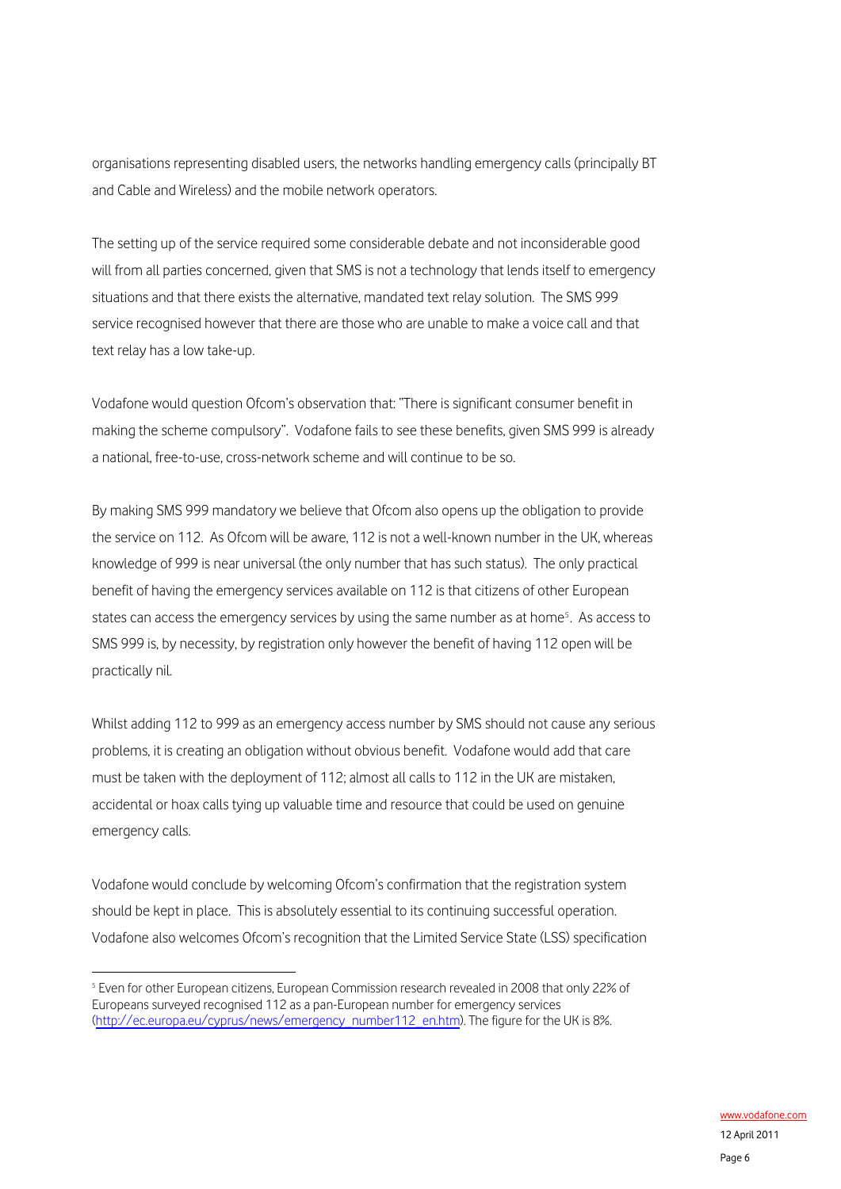organisations representing disabled users, the networks handling emergency calls (principally BT and Cable and Wireless) and the mobile network operators.

The setting up of the service required some considerable debate and not inconsiderable good will from all parties concerned, given that SMS is not a technology that lends itself to emergency situations and that there exists the alternative, mandated text relay solution. The SMS 999 service recognised however that there are those who are unable to make a voice call and that text relay has a low take-up.

Vodafone would question Ofcom's observation that: "There is significant consumer benefit in making the scheme compulsory". Vodafone fails to see these benefits, given SMS 999 is already a national, free-to-use, cross-network scheme and will continue to be so.

By making SMS 999 mandatory we believe that Ofcom also opens up the obligation to provide the service on 112. As Ofcom will be aware, 112 is not a well-known number in the UK, whereas knowledge of 999 is near universal (the only number that has such status). The only practical benefit of having the emergency services available on 112 is that citizens of other European states can access the emergency services by using the same number as at home[5]. As access to SMS 999 is, by necessity, by registration only however the benefit of having 112 open will be practically nil.

Whilst adding 112 to 999 as an emergency access number by SMS should not cause any serious problems, it is creating an obligation without obvious benefit. Vodafone would add that care must be taken with the deployment of 112; almost all calls to 112 in the UK are mistaken, accidental or hoax calls tying up valuable time and resource that could be used on genuine emergency calls.

Vodafone would conclude by welcoming Ofcom's confirmation that the registration system should be kept in place. This is absolutely essential to its continuing successful operation. Vodafone also welcomes Ofcom's recognition that the Limited Service State (LSS) specification

---

[5] Even for other European citizens, European Commission research revealed in 2008 that only 22% of Europeans surveyed recognised 112 as a pan-European number for emergency services (http://ec.europa.eu/cyprus/news/emergency_number112_en.htm). The figure for the UK is 8%.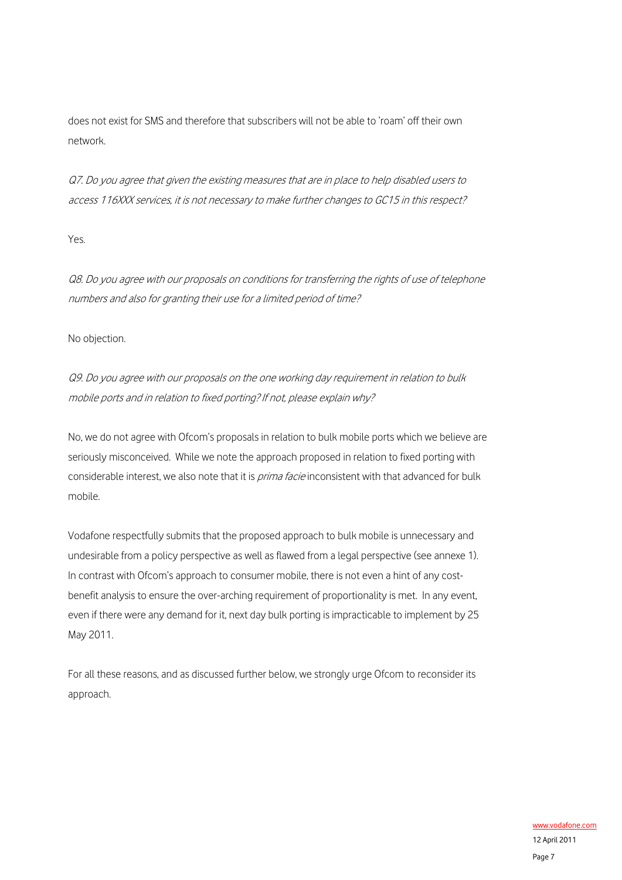does not exist for SMS and therefore that subscribers will not be able to 'roam' off their own network.

*Q7. Do you agree that given the existing measures that are in place to help disabled users to access 116XXX services, it is not necessary to make further changes to GC15 in this respect?*

Yes.

*Q8. Do you agree with our proposals on conditions for transferring the rights of use of telephone numbers and also for granting their use for a limited period of time?*

No objection.

*Q9. Do you agree with our proposals on the one working day requirement in relation to bulk mobile ports and in relation to fixed porting? If not, please explain why?*

No, we do not agree with Ofcom's proposals in relation to bulk mobile ports which we believe are seriously misconceived. While we note the approach proposed in relation to fixed porting with considerable interest, we also note that it is *prima facie* inconsistent with that advanced for bulk mobile.

Vodafone respectfully submits that the proposed approach to bulk mobile is unnecessary and undesirable from a policy perspective as well as flawed from a legal perspective (see annexe 1). In contrast with Ofcom's approach to consumer mobile, there is not even a hint of any cost-benefit analysis to ensure the over-arching requirement of proportionality is met. In any event, even if there were any demand for it, next day bulk porting is impracticable to implement by 25 May 2011.

For all these reasons, and as discussed further below, we strongly urge Ofcom to reconsider its approach.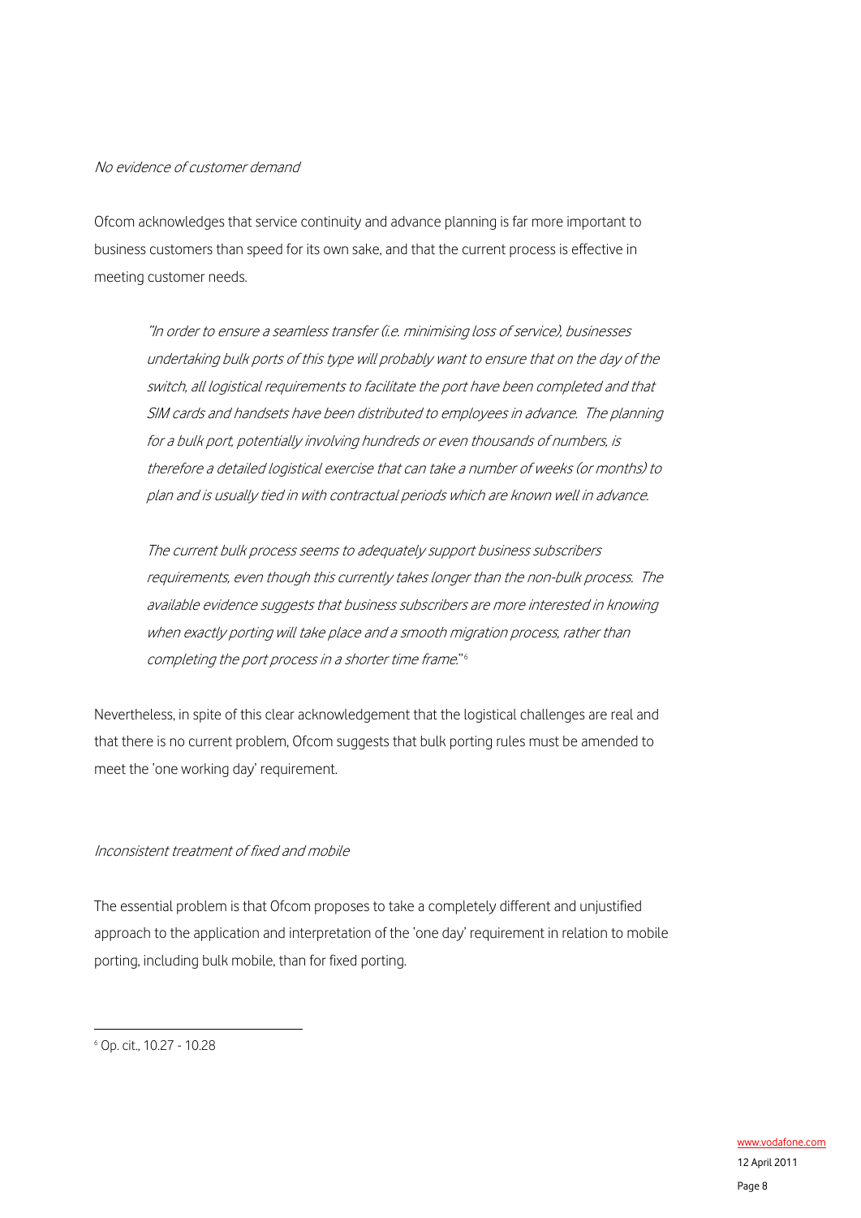*No evidence of customer demand*

Ofcom acknowledges that service continuity and advance planning is far more important to business customers than speed for its own sake, and that the current process is effective in meeting customer needs.

> *"In order to ensure a seamless transfer (i.e. minimising loss of service), businesses undertaking bulk ports of this type will probably want to ensure that on the day of the switch, all logistical requirements to facilitate the port have been completed and that SIM cards and handsets have been distributed to employees in advance. The planning for a bulk port, potentially involving hundreds or even thousands of numbers, is therefore a detailed logistical exercise that can take a number of weeks (or months) to plan and is usually tied in with contractual periods which are known well in advance.*
>
> *The current bulk process seems to adequately support business subscribers requirements, even though this currently takes longer than the non-bulk process. The available evidence suggests that business subscribers are more interested in knowing when exactly porting will take place and a smooth migration process, rather than completing the port process in a shorter time frame.*"[6]

Nevertheless, in spite of this clear acknowledgement that the logistical challenges are real and that there is no current problem, Ofcom suggests that bulk porting rules must be amended to meet the 'one working day' requirement.

*Inconsistent treatment of fixed and mobile*

The essential problem is that Ofcom proposes to take a completely different and unjustified approach to the application and interpretation of the 'one day' requirement in relation to mobile porting, including bulk mobile, than for fixed porting.

---

[6] Op. cit., 10.27 - 10.28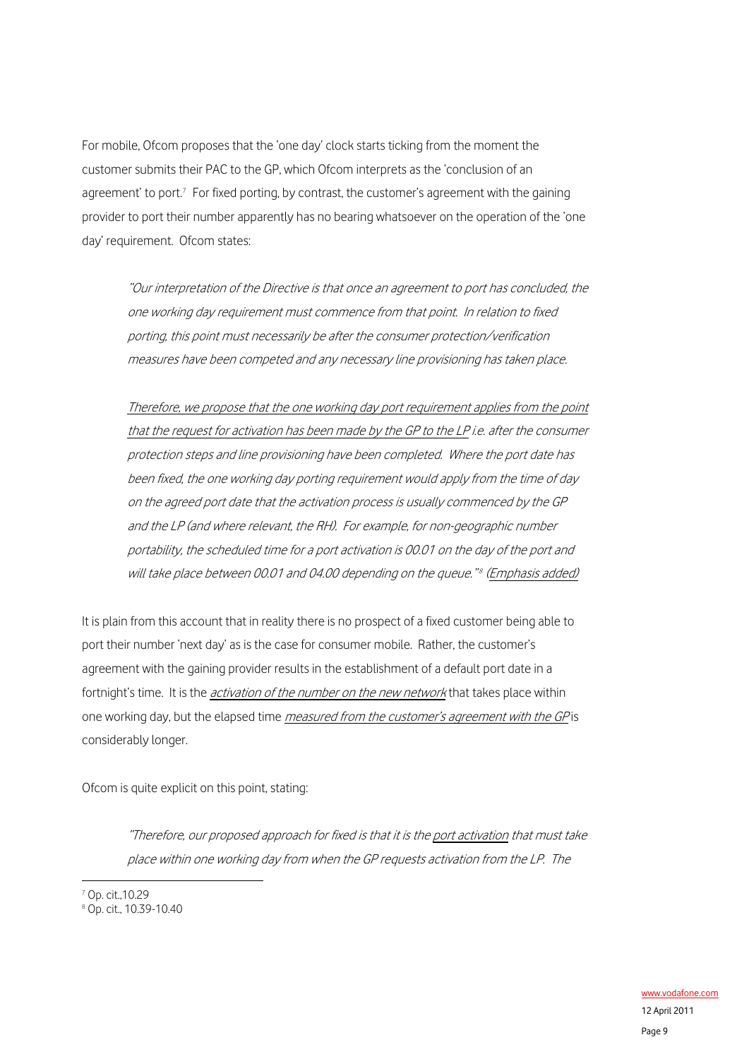For mobile, Ofcom proposes that the 'one day' clock starts ticking from the moment the customer submits their PAC to the GP, which Ofcom interprets as the 'conclusion of an agreement' to port.[7] For fixed porting, by contrast, the customer's agreement with the gaining provider to port their number apparently has no bearing whatsoever on the operation of the 'one day' requirement. Ofcom states:

> *"Our interpretation of the Directive is that once an agreement to port has concluded, the one working day requirement must commence from that point. In relation to fixed porting, this point must necessarily be after the consumer protection/verification measures have been competed and any necessary line provisioning has taken place.*
>
> *<u>Therefore, we propose that the one working day port requirement applies from the point that the request for activation has been made by the GP to the LP</u> i.e. after the consumer protection steps and line provisioning have been completed. Where the port date has been fixed, the one working day porting requirement would apply from the time of day on the agreed port date that the activation process is usually commenced by the GP and the LP (and where relevant, the RH). For example, for non-geographic number portability, the scheduled time for a port activation is 00.01 on the day of the port and will take place between 00.01 and 04.00 depending on the queue."*[8] *<u>(Emphasis added)</u>*

It is plain from this account that in reality there is no prospect of a fixed customer being able to port their number 'next day' as is the case for consumer mobile. Rather, the customer's agreement with the gaining provider results in the establishment of a default port date in a fortnight's time. It is the *<u>activation of the number on the new network</u>* that takes place within one working day, but the elapsed time *<u>measured from the customer's agreement with the GP</u>* is considerably longer.

Ofcom is quite explicit on this point, stating:

> *"Therefore, our proposed approach for fixed is that it is the <u>port activation</u> that must take place within one working day from when the GP requests activation from the LP. The*

---

[7] Op. cit.,10.29

[8] Op. cit., 10.39-10.40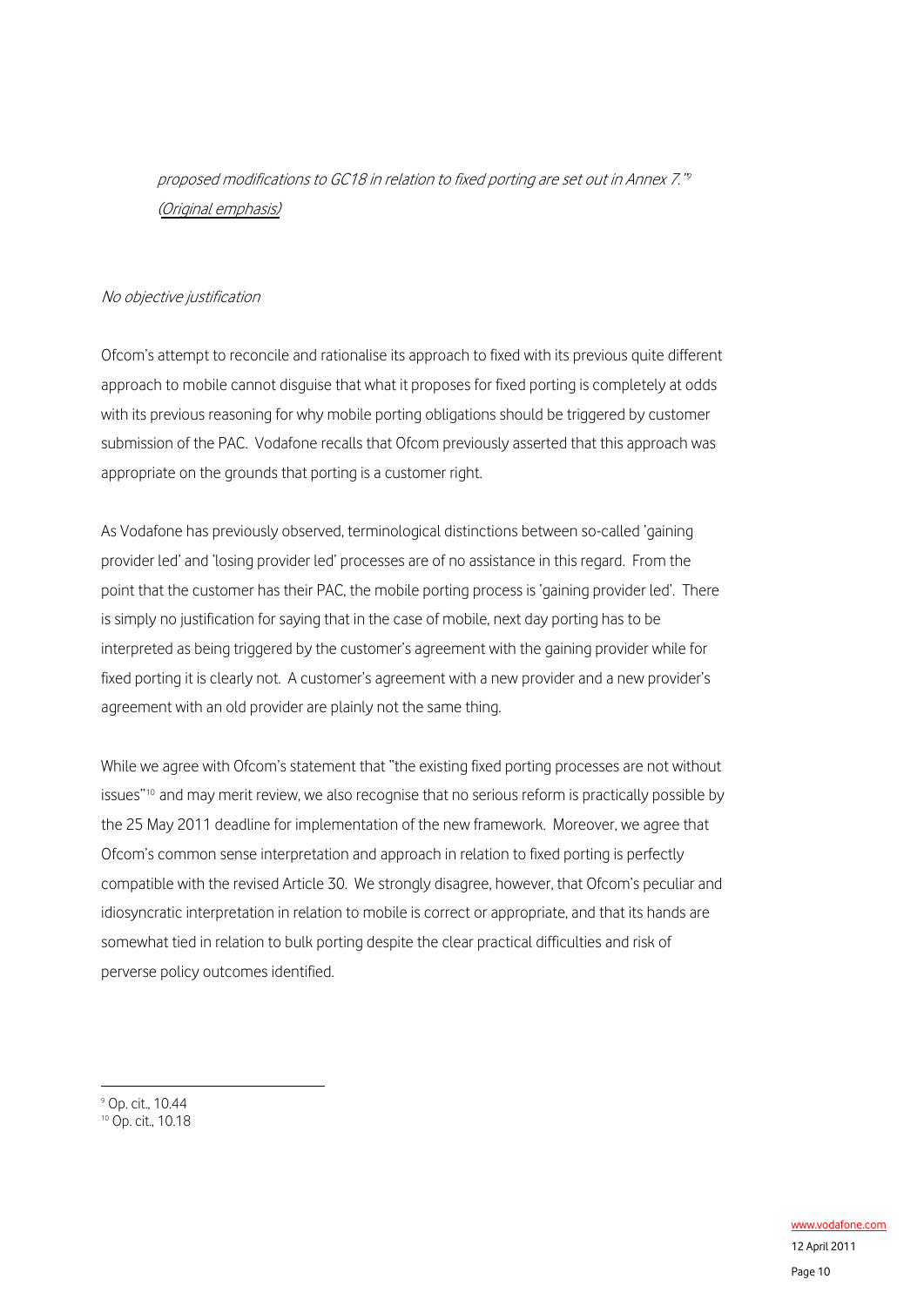*proposed modifications to GC18 in relation to fixed porting are set out in Annex 7."*[9] *(Original emphasis)*

*No objective justification*

Ofcom's attempt to reconcile and rationalise its approach to fixed with its previous quite different approach to mobile cannot disguise that what it proposes for fixed porting is completely at odds with its previous reasoning for why mobile porting obligations should be triggered by customer submission of the PAC. Vodafone recalls that Ofcom previously asserted that this approach was appropriate on the grounds that porting is a customer right.

As Vodafone has previously observed, terminological distinctions between so-called 'gaining provider led' and 'losing provider led' processes are of no assistance in this regard. From the point that the customer has their PAC, the mobile porting process is 'gaining provider led'. There is simply no justification for saying that in the case of mobile, next day porting has to be interpreted as being triggered by the customer's agreement with the gaining provider while for fixed porting it is clearly not. A customer's agreement with a new provider and a new provider's agreement with an old provider are plainly not the same thing.

While we agree with Ofcom's statement that "the existing fixed porting processes are not without issues"[10] and may merit review, we also recognise that no serious reform is practically possible by the 25 May 2011 deadline for implementation of the new framework. Moreover, we agree that Ofcom's common sense interpretation and approach in relation to fixed porting is perfectly compatible with the revised Article 30. We strongly disagree, however, that Ofcom's peculiar and idiosyncratic interpretation in relation to mobile is correct or appropriate, and that its hands are somewhat tied in relation to bulk porting despite the clear practical difficulties and risk of perverse policy outcomes identified.

---

[9] Op. cit., 10.44

[10] Op. cit., 10.18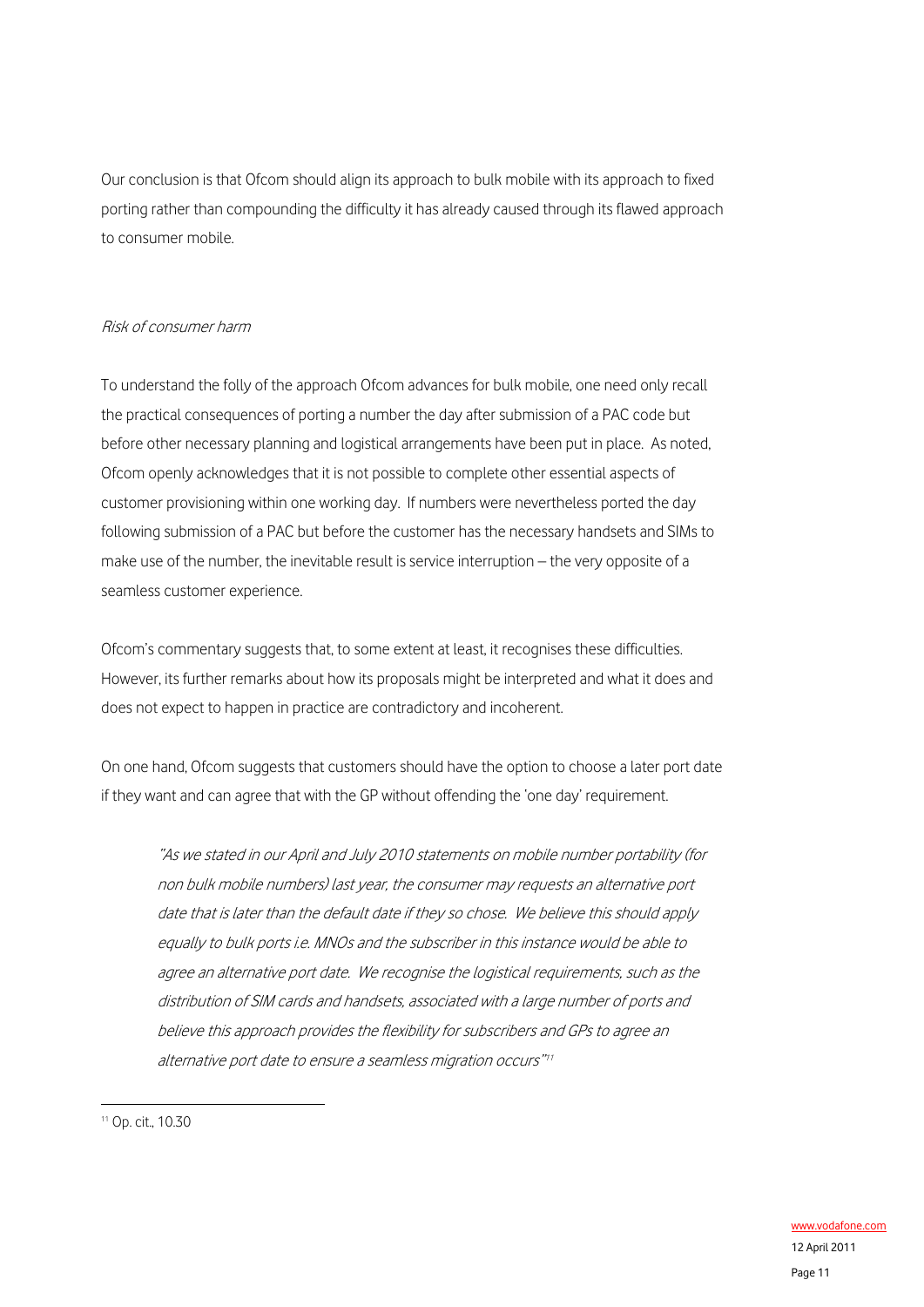Our conclusion is that Ofcom should align its approach to bulk mobile with its approach to fixed porting rather than compounding the difficulty it has already caused through its flawed approach to consumer mobile.

*Risk of consumer harm*

To understand the folly of the approach Ofcom advances for bulk mobile, one need only recall the practical consequences of porting a number the day after submission of a PAC code but before other necessary planning and logistical arrangements have been put in place. As noted, Ofcom openly acknowledges that it is not possible to complete other essential aspects of customer provisioning within one working day. If numbers were nevertheless ported the day following submission of a PAC but before the customer has the necessary handsets and SIMs to make use of the number, the inevitable result is service interruption – the very opposite of a seamless customer experience.

Ofcom's commentary suggests that, to some extent at least, it recognises these difficulties. However, its further remarks about how its proposals might be interpreted and what it does and does not expect to happen in practice are contradictory and incoherent.

On one hand, Ofcom suggests that customers should have the option to choose a later port date if they want and can agree that with the GP without offending the 'one day' requirement.

> *"As we stated in our April and July 2010 statements on mobile number portability (for non bulk mobile numbers) last year, the consumer may requests an alternative port date that is later than the default date if they so chose. We believe this should apply equally to bulk ports i.e. MNOs and the subscriber in this instance would be able to agree an alternative port date. We recognise the logistical requirements, such as the distribution of SIM cards and handsets, associated with a large number of ports and believe this approach provides the flexibility for subscribers and GPs to agree an alternative port date to ensure a seamless migration occurs"*[11]

[11] Op. cit., 10.30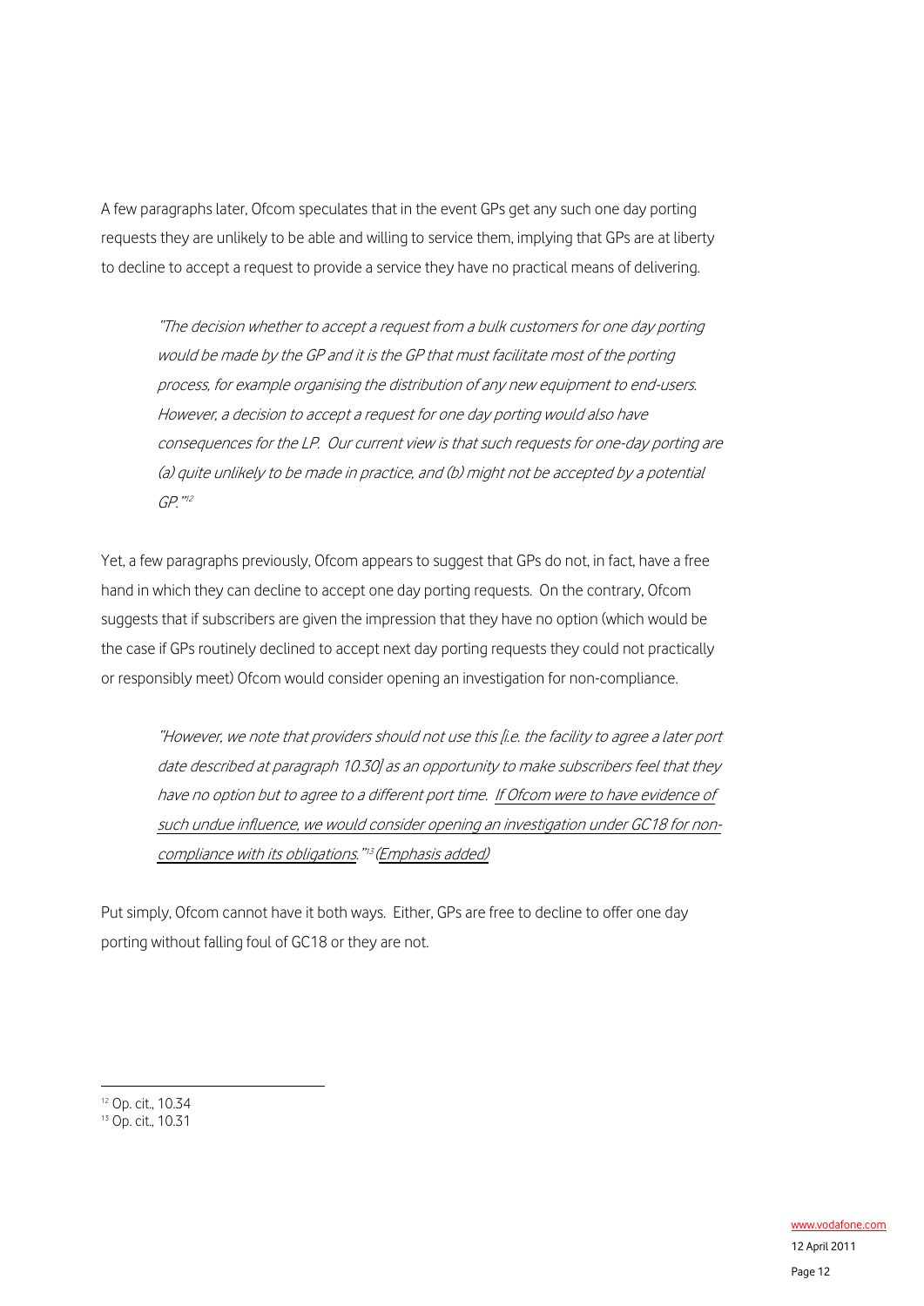A few paragraphs later, Ofcom speculates that in the event GPs get any such one day porting requests they are unlikely to be able and willing to service them, implying that GPs are at liberty to decline to accept a request to provide a service they have no practical means of delivering.

> *"The decision whether to accept a request from a bulk customers for one day porting would be made by the GP and it is the GP that must facilitate most of the porting process, for example organising the distribution of any new equipment to end-users. However, a decision to accept a request for one day porting would also have consequences for the LP. Our current view is that such requests for one-day porting are (a) quite unlikely to be made in practice, and (b) might not be accepted by a potential GP."*[12]

Yet, a few paragraphs previously, Ofcom appears to suggest that GPs do not, in fact, have a free hand in which they can decline to accept one day porting requests. On the contrary, Ofcom suggests that if subscribers are given the impression that they have no option (which would be the case if GPs routinely declined to accept next day porting requests they could not practically or responsibly meet) Ofcom would consider opening an investigation for non-compliance.

> *"However, we note that providers should not use this [i.e. the facility to agree a later port date described at paragraph 10.30] as an opportunity to make subscribers feel that they have no option but to agree to a different port time. <u>If Ofcom were to have evidence of such undue influence, we would consider opening an investigation under GC18 for non-compliance with its obligations</u>."*[13] <u>(Emphasis added)</u>

Put simply, Ofcom cannot have it both ways. Either, GPs are free to decline to offer one day porting without falling foul of GC18 or they are not.

---

[12] Op. cit., 10.34

[13] Op. cit., 10.31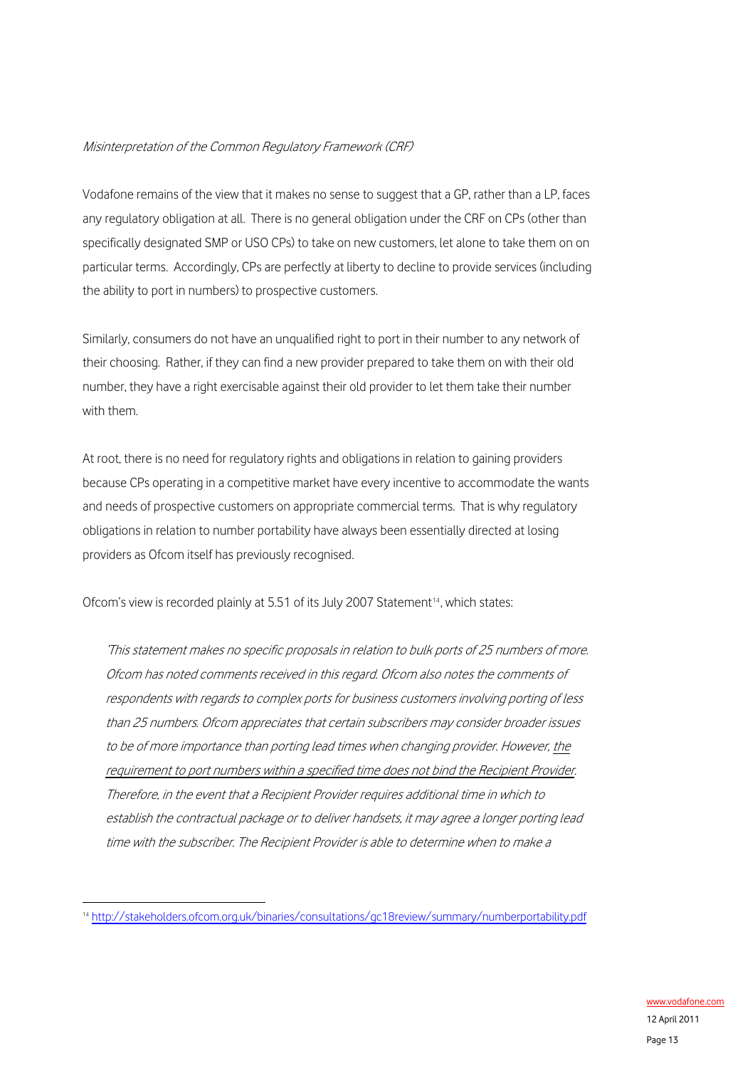*Misinterpretation of the Common Regulatory Framework (CRF)*

Vodafone remains of the view that it makes no sense to suggest that a GP, rather than a LP, faces any regulatory obligation at all. There is no general obligation under the CRF on CPs (other than specifically designated SMP or USO CPs) to take on new customers, let alone to take them on on particular terms. Accordingly, CPs are perfectly at liberty to decline to provide services (including the ability to port in numbers) to prospective customers.

Similarly, consumers do not have an unqualified right to port in their number to any network of their choosing. Rather, if they can find a new provider prepared to take them on with their old number, they have a right exercisable against their old provider to let them take their number with them.

At root, there is no need for regulatory rights and obligations in relation to gaining providers because CPs operating in a competitive market have every incentive to accommodate the wants and needs of prospective customers on appropriate commercial terms. That is why regulatory obligations in relation to number portability have always been essentially directed at losing providers as Ofcom itself has previously recognised.

Ofcom's view is recorded plainly at 5.51 of its July 2007 Statement[14], which states:

> *'This statement makes no specific proposals in relation to bulk ports of 25 numbers of more. Ofcom has noted comments received in this regard. Ofcom also notes the comments of respondents with regards to complex ports for business customers involving porting of less than 25 numbers. Ofcom appreciates that certain subscribers may consider broader issues to be of more importance than porting lead times when changing provider. However, <u>the requirement to port numbers within a specified time does not bind the Recipient Provider</u>. Therefore, in the event that a Recipient Provider requires additional time in which to establish the contractual package or to deliver handsets, it may agree a longer porting lead time with the subscriber. The Recipient Provider is able to determine when to make a*

[14] http://stakeholders.ofcom.org.uk/binaries/consultations/gc18review/summary/numberportability.pdf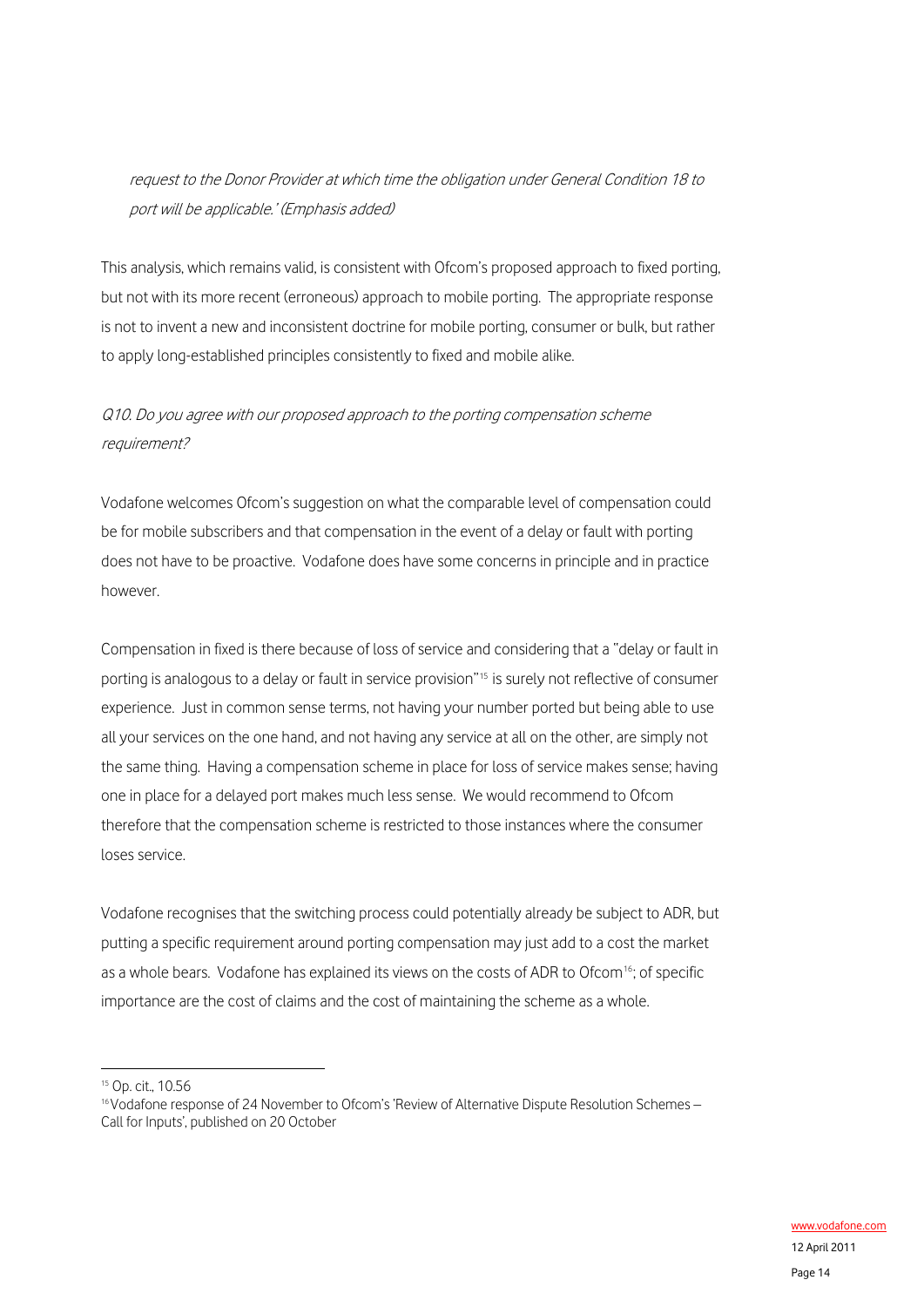*request to the Donor Provider at which time the obligation under General Condition 18 to port will be applicable.' (Emphasis added)*

This analysis, which remains valid, is consistent with Ofcom's proposed approach to fixed porting, but not with its more recent (erroneous) approach to mobile porting. The appropriate response is not to invent a new and inconsistent doctrine for mobile porting, consumer or bulk, but rather to apply long-established principles consistently to fixed and mobile alike.

*Q10. Do you agree with our proposed approach to the porting compensation scheme requirement?*

Vodafone welcomes Ofcom's suggestion on what the comparable level of compensation could be for mobile subscribers and that compensation in the event of a delay or fault with porting does not have to be proactive. Vodafone does have some concerns in principle and in practice however.

Compensation in fixed is there because of loss of service and considering that a "delay or fault in porting is analogous to a delay or fault in service provision"[15] is surely not reflective of consumer experience. Just in common sense terms, not having your number ported but being able to use all your services on the one hand, and not having any service at all on the other, are simply not the same thing. Having a compensation scheme in place for loss of service makes sense; having one in place for a delayed port makes much less sense. We would recommend to Ofcom therefore that the compensation scheme is restricted to those instances where the consumer loses service.

Vodafone recognises that the switching process could potentially already be subject to ADR, but putting a specific requirement around porting compensation may just add to a cost the market as a whole bears. Vodafone has explained its views on the costs of ADR to Ofcom[16]; of specific importance are the cost of claims and the cost of maintaining the scheme as a whole.

---

[15] Op. cit., 10.56

[16] Vodafone response of 24 November to Ofcom's 'Review of Alternative Dispute Resolution Schemes – Call for Inputs', published on 20 October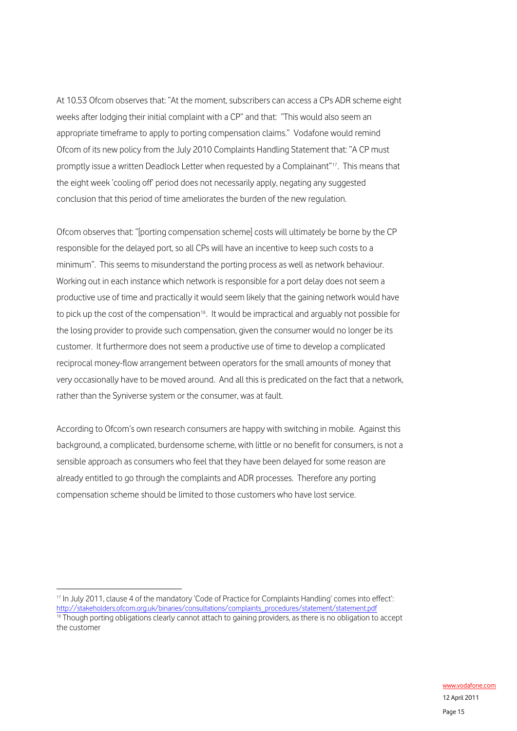At 10.53 Ofcom observes that: "At the moment, subscribers can access a CPs ADR scheme eight weeks after lodging their initial complaint with a CP" and that: "This would also seem an appropriate timeframe to apply to porting compensation claims." Vodafone would remind Ofcom of its new policy from the July 2010 Complaints Handling Statement that: "A CP must promptly issue a written Deadlock Letter when requested by a Complainant"[17]. This means that the eight week 'cooling off' period does not necessarily apply, negating any suggested conclusion that this period of time ameliorates the burden of the new regulation.

Ofcom observes that: "[porting compensation scheme] costs will ultimately be borne by the CP responsible for the delayed port, so all CPs will have an incentive to keep such costs to a minimum". This seems to misunderstand the porting process as well as network behaviour. Working out in each instance which network is responsible for a port delay does not seem a productive use of time and practically it would seem likely that the gaining network would have to pick up the cost of the compensation[18]. It would be impractical and arguably not possible for the losing provider to provide such compensation, given the consumer would no longer be its customer. It furthermore does not seem a productive use of time to develop a complicated reciprocal money-flow arrangement between operators for the small amounts of money that very occasionally have to be moved around. And all this is predicated on the fact that a network, rather than the Syniverse system or the consumer, was at fault.

According to Ofcom's own research consumers are happy with switching in mobile. Against this background, a complicated, burdensome scheme, with little or no benefit for consumers, is not a sensible approach as consumers who feel that they have been delayed for some reason are already entitled to go through the complaints and ADR processes. Therefore any porting compensation scheme should be limited to those customers who have lost service.

---

[17] In July 2011, clause 4 of the mandatory 'Code of Practice for Complaints Handling' comes into effect': http://stakeholders.ofcom.org.uk/binaries/consultations/complaints_procedures/statement/statement.pdf

[18] Though porting obligations clearly cannot attach to gaining providers, as there is no obligation to accept the customer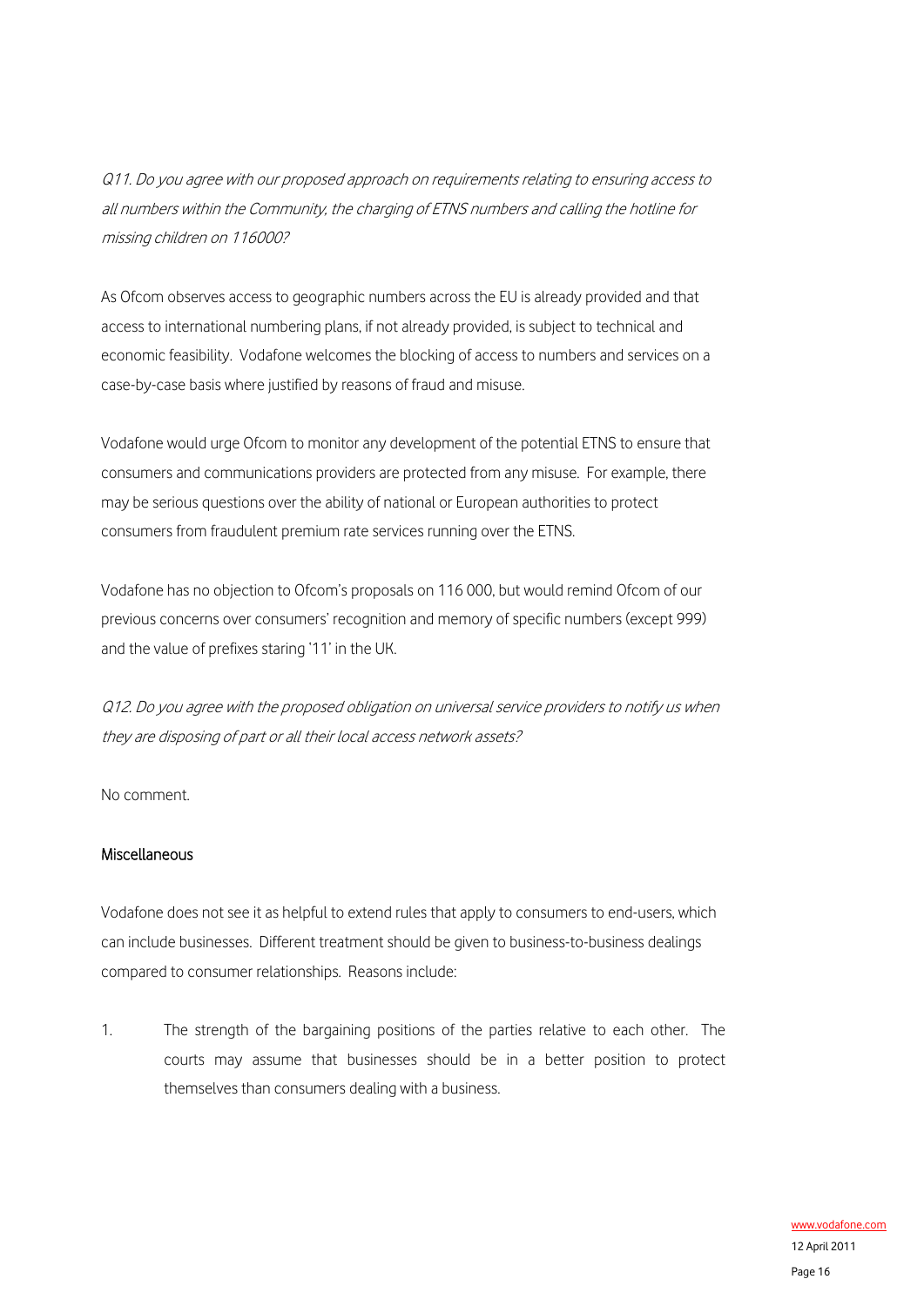*Q11. Do you agree with our proposed approach on requirements relating to ensuring access to all numbers within the Community, the charging of ETNS numbers and calling the hotline for missing children on 116000?*

As Ofcom observes access to geographic numbers across the EU is already provided and that access to international numbering plans, if not already provided, is subject to technical and economic feasibility. Vodafone welcomes the blocking of access to numbers and services on a case-by-case basis where justified by reasons of fraud and misuse.

Vodafone would urge Ofcom to monitor any development of the potential ETNS to ensure that consumers and communications providers are protected from any misuse. For example, there may be serious questions over the ability of national or European authorities to protect consumers from fraudulent premium rate services running over the ETNS.

Vodafone has no objection to Ofcom's proposals on 116 000, but would remind Ofcom of our previous concerns over consumers' recognition and memory of specific numbers (except 999) and the value of prefixes staring '11' in the UK.

*Q12. Do you agree with the proposed obligation on universal service providers to notify us when they are disposing of part or all their local access network assets?*

No comment.

### Miscellaneous

Vodafone does not see it as helpful to extend rules that apply to consumers to end-users, which can include businesses. Different treatment should be given to business-to-business dealings compared to consumer relationships. Reasons include:

1. The strength of the bargaining positions of the parties relative to each other. The courts may assume that businesses should be in a better position to protect themselves than consumers dealing with a business.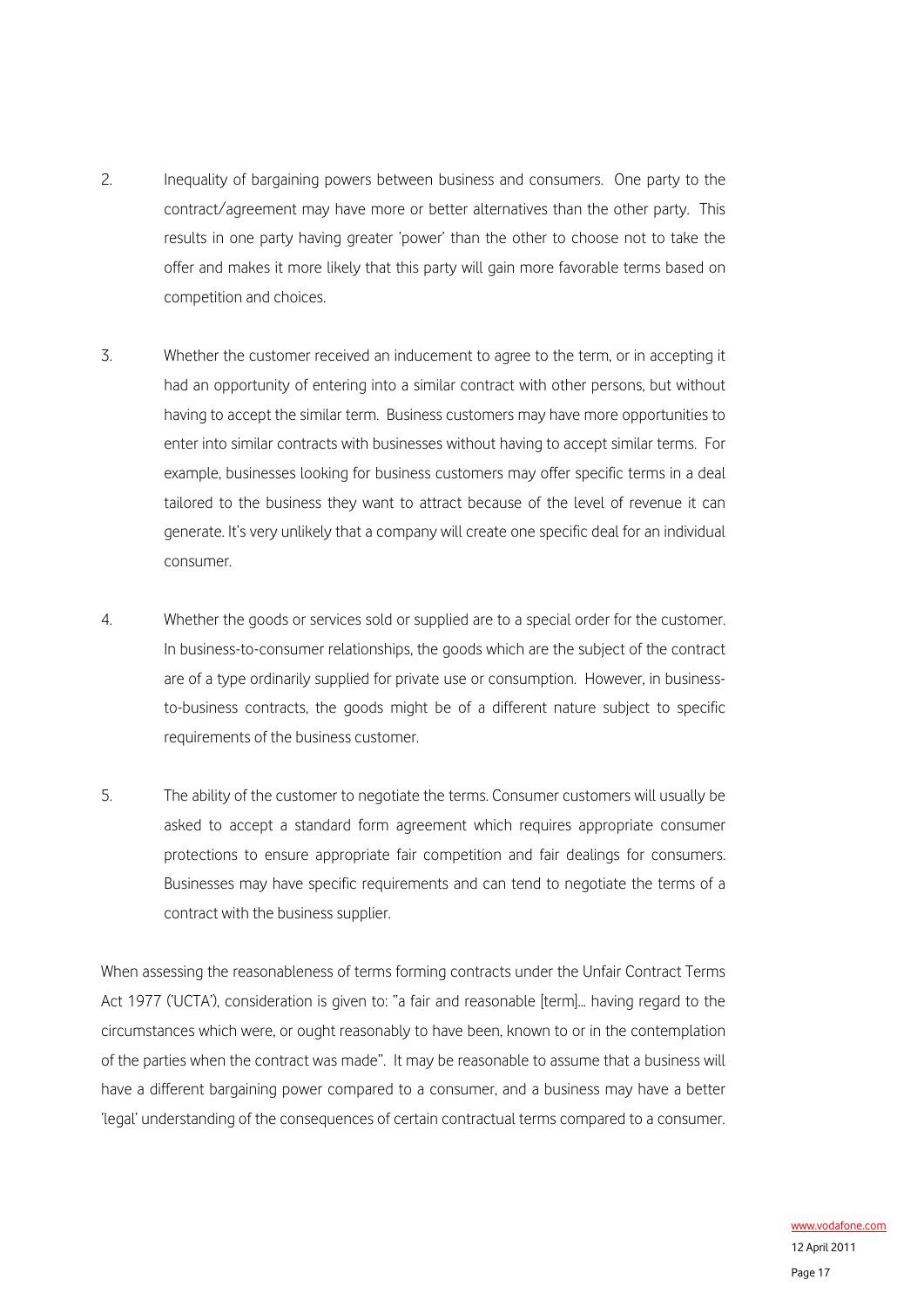2. Inequality of bargaining powers between business and consumers. One party to the contract/agreement may have more or better alternatives than the other party. This results in one party having greater 'power' than the other to choose not to take the offer and makes it more likely that this party will gain more favorable terms based on competition and choices.

3. Whether the customer received an inducement to agree to the term, or in accepting it had an opportunity of entering into a similar contract with other persons, but without having to accept the similar term. Business customers may have more opportunities to enter into similar contracts with businesses without having to accept similar terms. For example, businesses looking for business customers may offer specific terms in a deal tailored to the business they want to attract because of the level of revenue it can generate. It's very unlikely that a company will create one specific deal for an individual consumer.

4. Whether the goods or services sold or supplied are to a special order for the customer. In business-to-consumer relationships, the goods which are the subject of the contract are of a type ordinarily supplied for private use or consumption. However, in business-to-business contracts, the goods might be of a different nature subject to specific requirements of the business customer.

5. The ability of the customer to negotiate the terms. Consumer customers will usually be asked to accept a standard form agreement which requires appropriate consumer protections to ensure appropriate fair competition and fair dealings for consumers. Businesses may have specific requirements and can tend to negotiate the terms of a contract with the business supplier.

When assessing the reasonableness of terms forming contracts under the Unfair Contract Terms Act 1977 ('UCTA'), consideration is given to: "a fair and reasonable [term]… having regard to the circumstances which were, or ought reasonably to have been, known to or in the contemplation of the parties when the contract was made". It may be reasonable to assume that a business will have a different bargaining power compared to a consumer, and a business may have a better 'legal' understanding of the consequences of certain contractual terms compared to a consumer.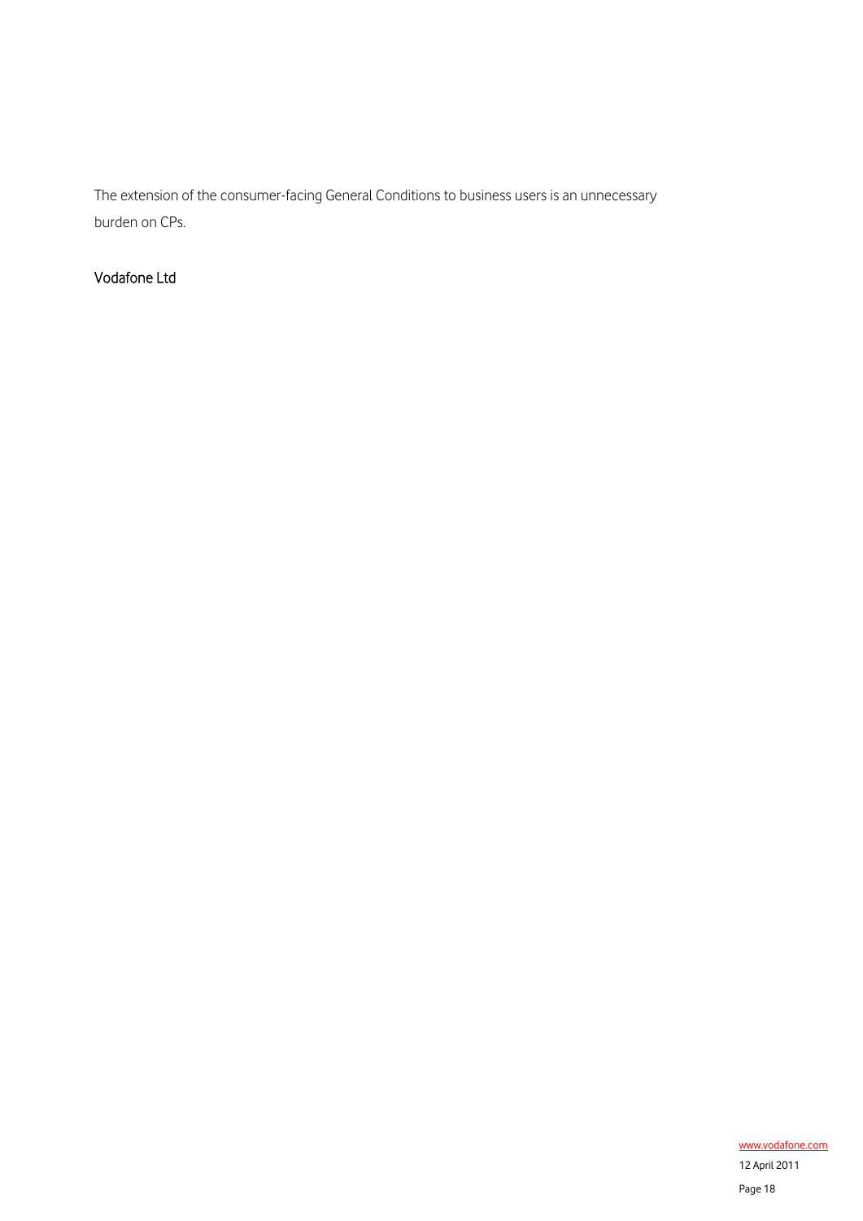The extension of the consumer-facing General Conditions to business users is an unnecessary burden on CPs.

Vodafone Ltd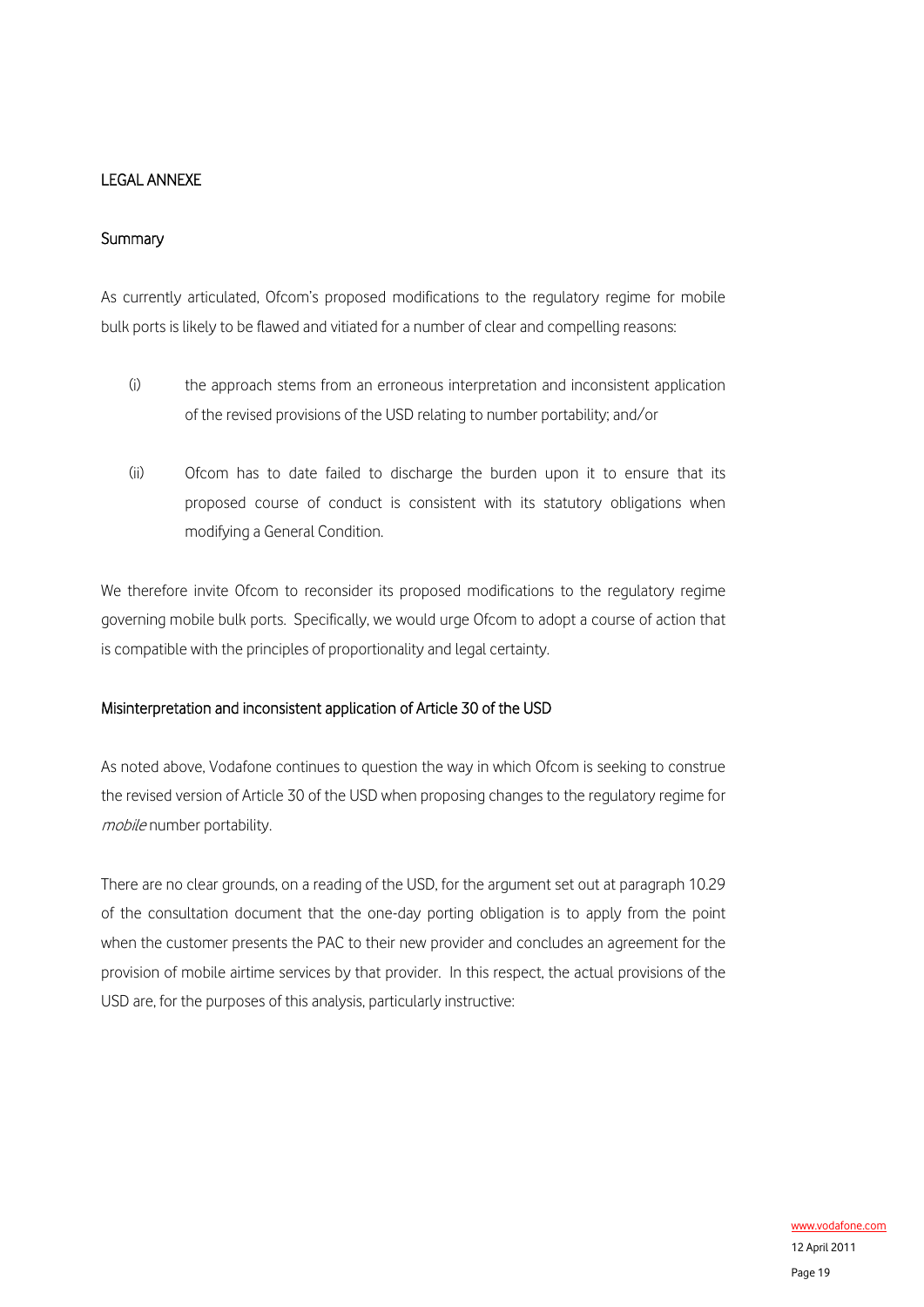## LEGAL ANNEXE

### Summary

As currently articulated, Ofcom's proposed modifications to the regulatory regime for mobile bulk ports is likely to be flawed and vitiated for a number of clear and compelling reasons:

(i) the approach stems from an erroneous interpretation and inconsistent application of the revised provisions of the USD relating to number portability; and/or

(ii) Ofcom has to date failed to discharge the burden upon it to ensure that its proposed course of conduct is consistent with its statutory obligations when modifying a General Condition.

We therefore invite Ofcom to reconsider its proposed modifications to the regulatory regime governing mobile bulk ports. Specifically, we would urge Ofcom to adopt a course of action that is compatible with the principles of proportionality and legal certainty.

### Misinterpretation and inconsistent application of Article 30 of the USD

As noted above, Vodafone continues to question the way in which Ofcom is seeking to construe the revised version of Article 30 of the USD when proposing changes to the regulatory regime for *mobile* number portability.

There are no clear grounds, on a reading of the USD, for the argument set out at paragraph 10.29 of the consultation document that the one-day porting obligation is to apply from the point when the customer presents the PAC to their new provider and concludes an agreement for the provision of mobile airtime services by that provider. In this respect, the actual provisions of the USD are, for the purposes of this analysis, particularly instructive: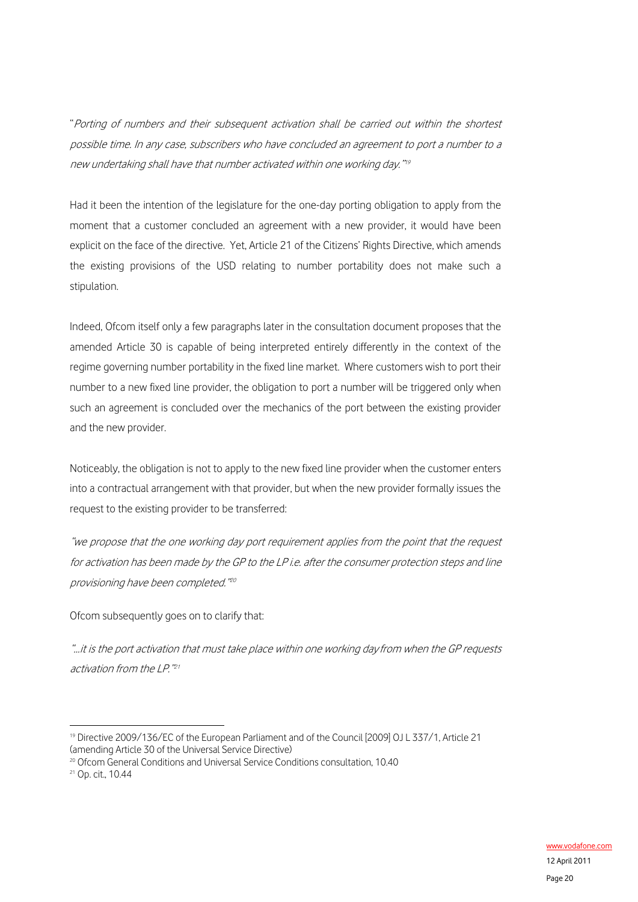"*Porting of numbers and their subsequent activation shall be carried out within the shortest possible time. In any case, subscribers who have concluded an agreement to port a number to a new undertaking shall have that number activated within one working day.*"[19]

Had it been the intention of the legislature for the one-day porting obligation to apply from the moment that a customer concluded an agreement with a new provider, it would have been explicit on the face of the directive. Yet, Article 21 of the Citizens' Rights Directive, which amends the existing provisions of the USD relating to number portability does not make such a stipulation.

Indeed, Ofcom itself only a few paragraphs later in the consultation document proposes that the amended Article 30 is capable of being interpreted entirely differently in the context of the regime governing number portability in the fixed line market. Where customers wish to port their number to a new fixed line provider, the obligation to port a number will be triggered only when such an agreement is concluded over the mechanics of the port between the existing provider and the new provider.

Noticeably, the obligation is not to apply to the new fixed line provider when the customer enters into a contractual arrangement with that provider, but when the new provider formally issues the request to the existing provider to be transferred:

*"we propose that the one working day port requirement applies from the point that the request for activation has been made by the GP to the LP i.e. after the consumer protection steps and line provisioning have been completed."*[20]

Ofcom subsequently goes on to clarify that:

*"…it is the port activation that must take place within one working day from when the GP requests activation from the LP."*[21]

---

[19] Directive 2009/136/EC of the European Parliament and of the Council [2009] OJ L 337/1, Article 21 (amending Article 30 of the Universal Service Directive)

[20] Ofcom General Conditions and Universal Service Conditions consultation, 10.40

[21] Op. cit., 10.44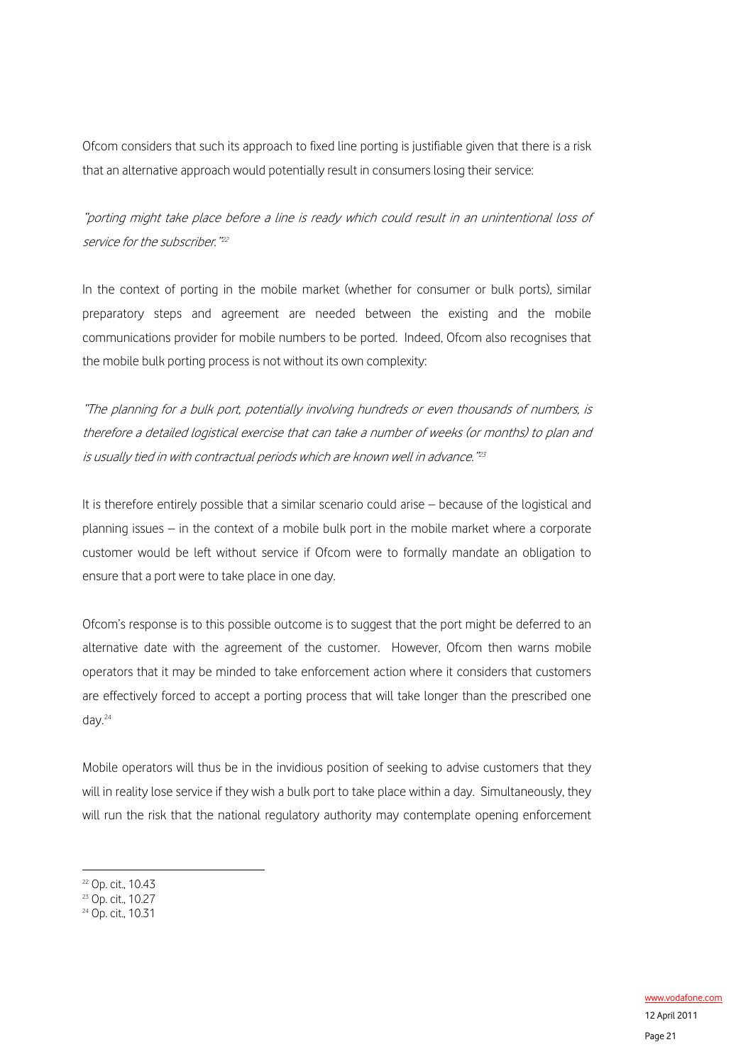Ofcom considers that such its approach to fixed line porting is justifiable given that there is a risk that an alternative approach would potentially result in consumers losing their service:

*"porting might take place before a line is ready which could result in an unintentional loss of service for the subscriber."*[22]

In the context of porting in the mobile market (whether for consumer or bulk ports), similar preparatory steps and agreement are needed between the existing and the mobile communications provider for mobile numbers to be ported. Indeed, Ofcom also recognises that the mobile bulk porting process is not without its own complexity:

*"The planning for a bulk port, potentially involving hundreds or even thousands of numbers, is therefore a detailed logistical exercise that can take a number of weeks (or months) to plan and is usually tied in with contractual periods which are known well in advance."*[23]

It is therefore entirely possible that a similar scenario could arise – because of the logistical and planning issues – in the context of a mobile bulk port in the mobile market where a corporate customer would be left without service if Ofcom were to formally mandate an obligation to ensure that a port were to take place in one day.

Ofcom's response is to this possible outcome is to suggest that the port might be deferred to an alternative date with the agreement of the customer. However, Ofcom then warns mobile operators that it may be minded to take enforcement action where it considers that customers are effectively forced to accept a porting process that will take longer than the prescribed one day.[24]

Mobile operators will thus be in the invidious position of seeking to advise customers that they will in reality lose service if they wish a bulk port to take place within a day. Simultaneously, they will run the risk that the national regulatory authority may contemplate opening enforcement

---

[22] Op. cit., 10.43

[23] Op. cit., 10.27

[24] Op. cit., 10.31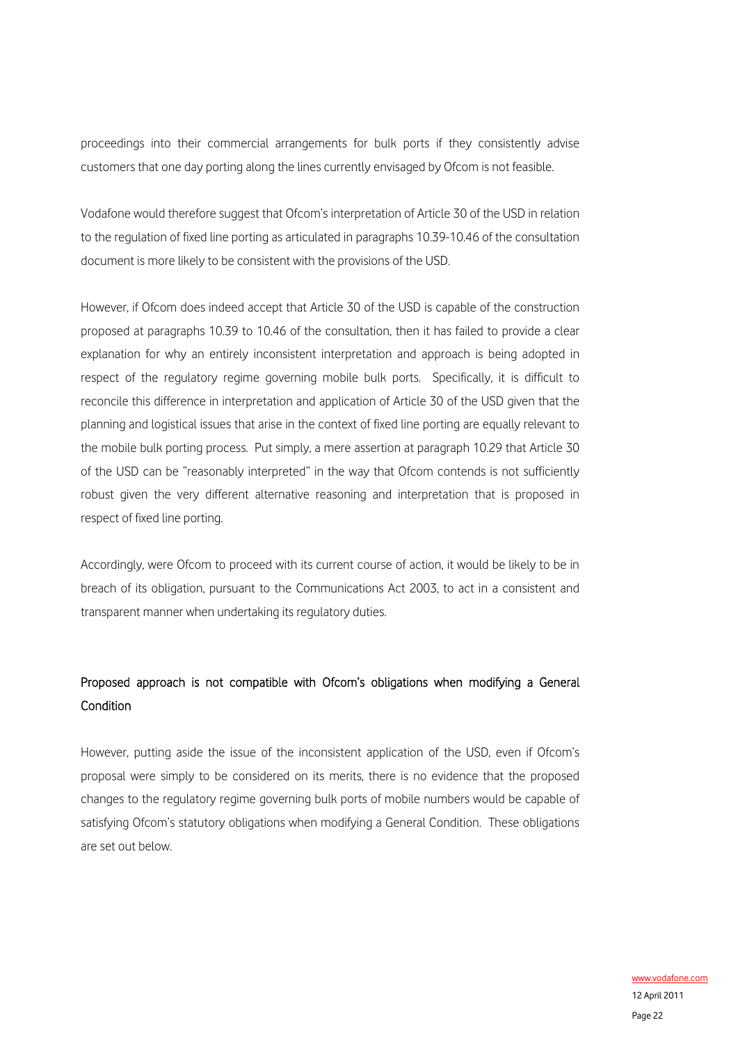proceedings into their commercial arrangements for bulk ports if they consistently advise customers that one day porting along the lines currently envisaged by Ofcom is not feasible.

Vodafone would therefore suggest that Ofcom's interpretation of Article 30 of the USD in relation to the regulation of fixed line porting as articulated in paragraphs 10.39-10.46 of the consultation document is more likely to be consistent with the provisions of the USD.

However, if Ofcom does indeed accept that Article 30 of the USD is capable of the construction proposed at paragraphs 10.39 to 10.46 of the consultation, then it has failed to provide a clear explanation for why an entirely inconsistent interpretation and approach is being adopted in respect of the regulatory regime governing mobile bulk ports. Specifically, it is difficult to reconcile this difference in interpretation and application of Article 30 of the USD given that the planning and logistical issues that arise in the context of fixed line porting are equally relevant to the mobile bulk porting process. Put simply, a mere assertion at paragraph 10.29 that Article 30 of the USD can be "reasonably interpreted" in the way that Ofcom contends is not sufficiently robust given the very different alternative reasoning and interpretation that is proposed in respect of fixed line porting.

Accordingly, were Ofcom to proceed with its current course of action, it would be likely to be in breach of its obligation, pursuant to the Communications Act 2003, to act in a consistent and transparent manner when undertaking its regulatory duties.

## Proposed approach is not compatible with Ofcom's obligations when modifying a General Condition

However, putting aside the issue of the inconsistent application of the USD, even if Ofcom's proposal were simply to be considered on its merits, there is no evidence that the proposed changes to the regulatory regime governing bulk ports of mobile numbers would be capable of satisfying Ofcom's statutory obligations when modifying a General Condition. These obligations are set out below.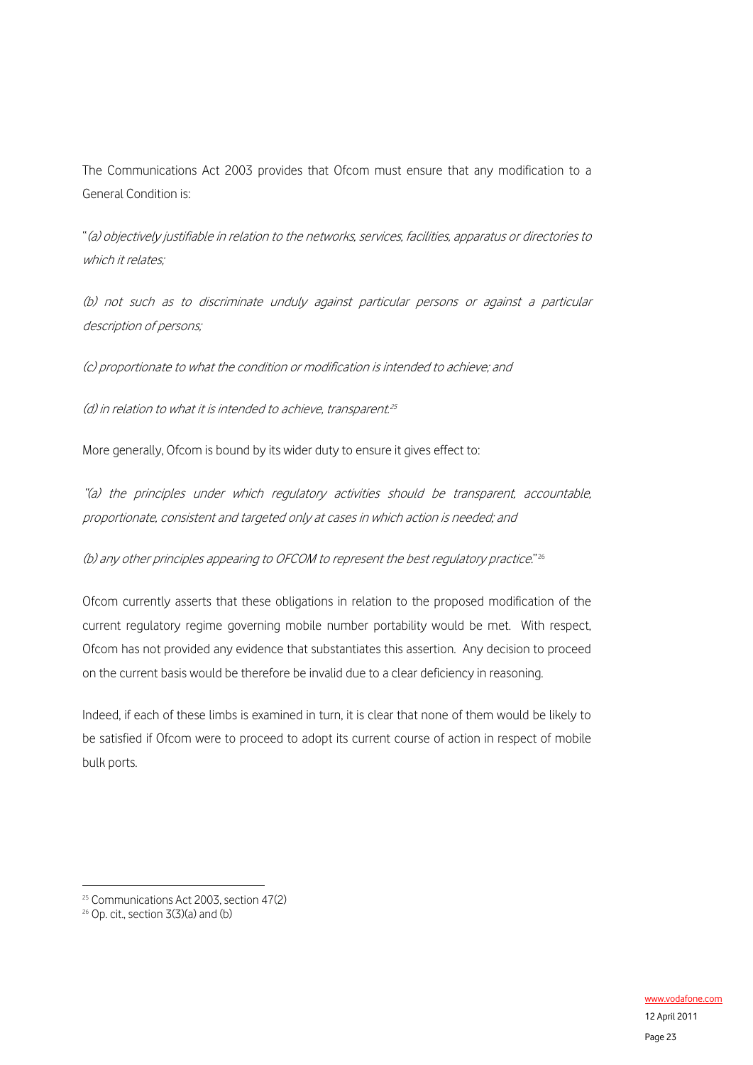The Communications Act 2003 provides that Ofcom must ensure that any modification to a General Condition is:

"*(a) objectively justifiable in relation to the networks, services, facilities, apparatus or directories to which it relates;*

*(b) not such as to discriminate unduly against particular persons or against a particular description of persons;*

*(c) proportionate to what the condition or modification is intended to achieve; and*

*(d) in relation to what it is intended to achieve, transparent.*[25]

More generally, Ofcom is bound by its wider duty to ensure it gives effect to:

*"(a) the principles under which regulatory activities should be transparent, accountable, proportionate, consistent and targeted only at cases in which action is needed; and*

*(b) any other principles appearing to OFCOM to represent the best regulatory practice.*"[26]

Ofcom currently asserts that these obligations in relation to the proposed modification of the current regulatory regime governing mobile number portability would be met. With respect, Ofcom has not provided any evidence that substantiates this assertion. Any decision to proceed on the current basis would be therefore be invalid due to a clear deficiency in reasoning.

Indeed, if each of these limbs is examined in turn, it is clear that none of them would be likely to be satisfied if Ofcom were to proceed to adopt its current course of action in respect of mobile bulk ports.

---

[25] Communications Act 2003, section 47(2)

[26] Op. cit., section 3(3)(a) and (b)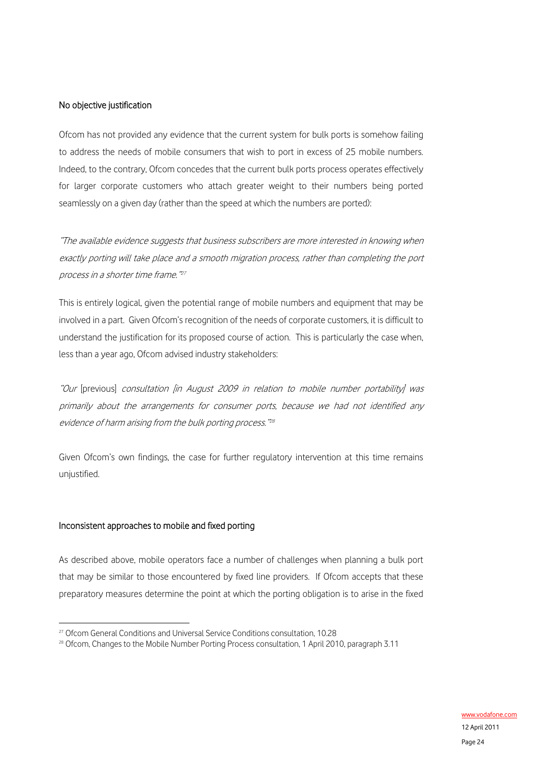### No objective justification

Ofcom has not provided any evidence that the current system for bulk ports is somehow failing to address the needs of mobile consumers that wish to port in excess of 25 mobile numbers. Indeed, to the contrary, Ofcom concedes that the current bulk ports process operates effectively for larger corporate customers who attach greater weight to their numbers being ported seamlessly on a given day (rather than the speed at which the numbers are ported):

*"The available evidence suggests that business subscribers are more interested in knowing when exactly porting will take place and a smooth migration process, rather than completing the port process in a shorter time frame."*[27]

This is entirely logical, given the potential range of mobile numbers and equipment that may be involved in a part. Given Ofcom's recognition of the needs of corporate customers, it is difficult to understand the justification for its proposed course of action. This is particularly the case when, less than a year ago, Ofcom advised industry stakeholders:

*"Our* [previous] *consultation [in August 2009 in relation to mobile number portability] was primarily about the arrangements for consumer ports, because we had not identified any evidence of harm arising from the bulk porting process."*[28]

Given Ofcom's own findings, the case for further regulatory intervention at this time remains unjustified.

### Inconsistent approaches to mobile and fixed porting

As described above, mobile operators face a number of challenges when planning a bulk port that may be similar to those encountered by fixed line providers. If Ofcom accepts that these preparatory measures determine the point at which the porting obligation is to arise in the fixed

---

[27] Ofcom General Conditions and Universal Service Conditions consultation, 10.28

[28] Ofcom, Changes to the Mobile Number Porting Process consultation, 1 April 2010, paragraph 3.11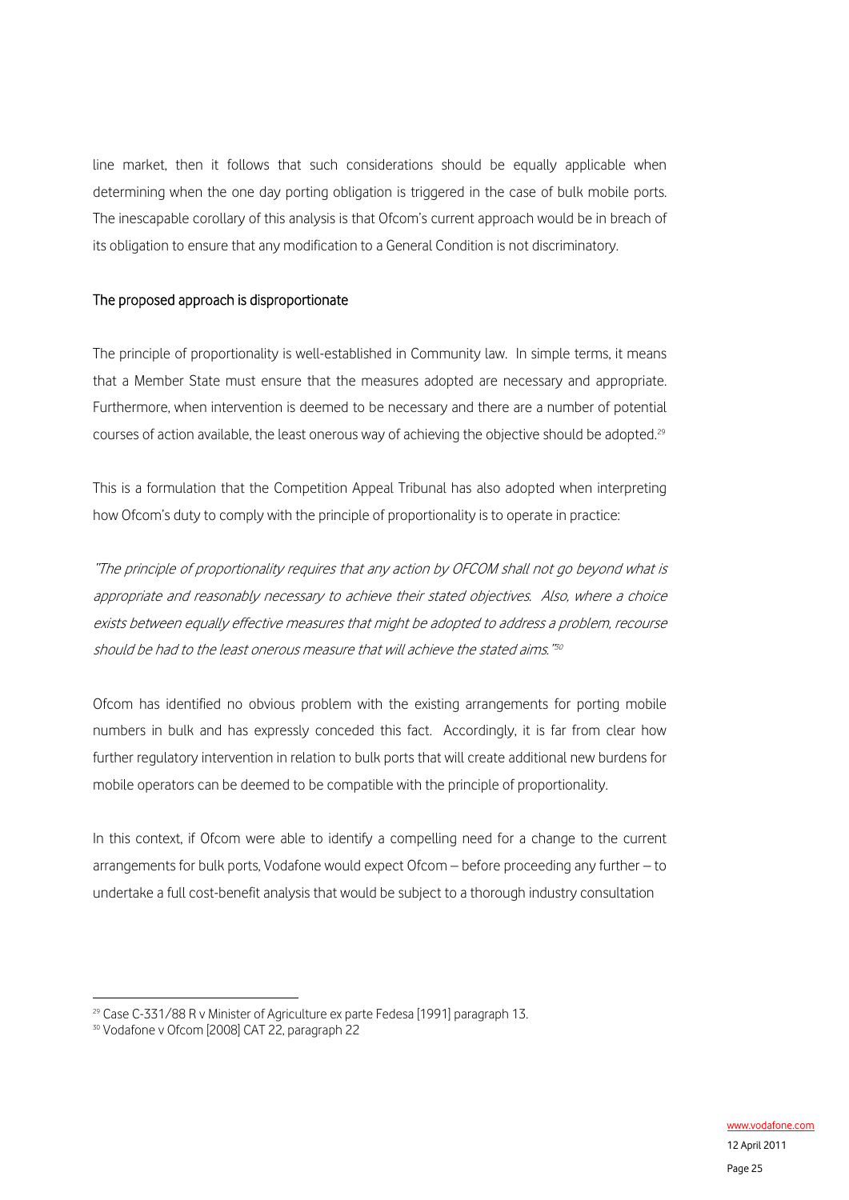line market, then it follows that such considerations should be equally applicable when determining when the one day porting obligation is triggered in the case of bulk mobile ports. The inescapable corollary of this analysis is that Ofcom's current approach would be in breach of its obligation to ensure that any modification to a General Condition is not discriminatory.

## The proposed approach is disproportionate

The principle of proportionality is well-established in Community law. In simple terms, it means that a Member State must ensure that the measures adopted are necessary and appropriate. Furthermore, when intervention is deemed to be necessary and there are a number of potential courses of action available, the least onerous way of achieving the objective should be adopted.[29]

This is a formulation that the Competition Appeal Tribunal has also adopted when interpreting how Ofcom's duty to comply with the principle of proportionality is to operate in practice:

*"The principle of proportionality requires that any action by OFCOM shall not go beyond what is appropriate and reasonably necessary to achieve their stated objectives. Also, where a choice exists between equally effective measures that might be adopted to address a problem, recourse should be had to the least onerous measure that will achieve the stated aims."*[30]

Ofcom has identified no obvious problem with the existing arrangements for porting mobile numbers in bulk and has expressly conceded this fact. Accordingly, it is far from clear how further regulatory intervention in relation to bulk ports that will create additional new burdens for mobile operators can be deemed to be compatible with the principle of proportionality.

In this context, if Ofcom were able to identify a compelling need for a change to the current arrangements for bulk ports, Vodafone would expect Ofcom – before proceeding any further – to undertake a full cost-benefit analysis that would be subject to a thorough industry consultation

---

[29] Case C-331/88 R v Minister of Agriculture ex parte Fedesa [1991] paragraph 13.

[30] Vodafone v Ofcom [2008] CAT 22, paragraph 22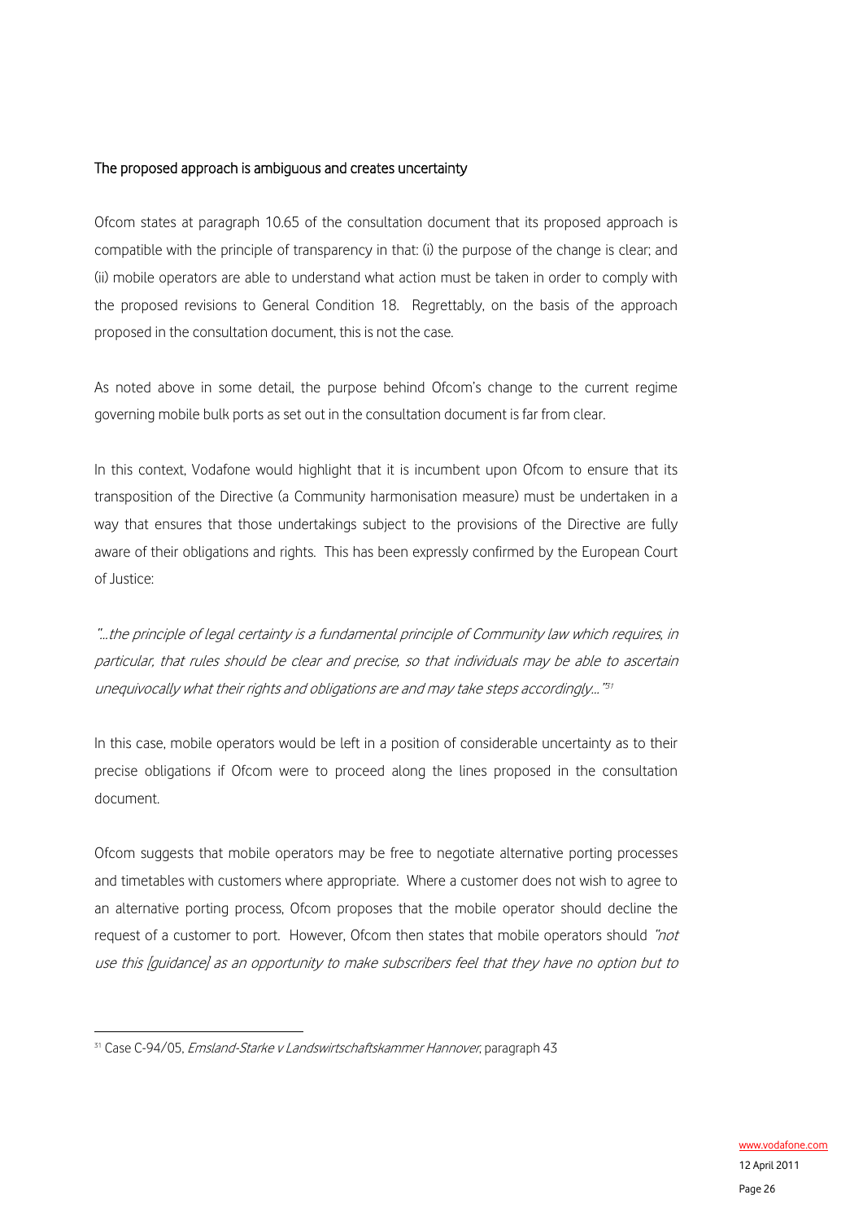## The proposed approach is ambiguous and creates uncertainty

Ofcom states at paragraph 10.65 of the consultation document that its proposed approach is compatible with the principle of transparency in that: (i) the purpose of the change is clear; and (ii) mobile operators are able to understand what action must be taken in order to comply with the proposed revisions to General Condition 18. Regrettably, on the basis of the approach proposed in the consultation document, this is not the case.

As noted above in some detail, the purpose behind Ofcom's change to the current regime governing mobile bulk ports as set out in the consultation document is far from clear.

In this context, Vodafone would highlight that it is incumbent upon Ofcom to ensure that its transposition of the Directive (a Community harmonisation measure) must be undertaken in a way that ensures that those undertakings subject to the provisions of the Directive are fully aware of their obligations and rights. This has been expressly confirmed by the European Court of Justice:

*"...the principle of legal certainty is a fundamental principle of Community law which requires, in particular, that rules should be clear and precise, so that individuals may be able to ascertain unequivocally what their rights and obligations are and may take steps accordingly..."*[31]

In this case, mobile operators would be left in a position of considerable uncertainty as to their precise obligations if Ofcom were to proceed along the lines proposed in the consultation document.

Ofcom suggests that mobile operators may be free to negotiate alternative porting processes and timetables with customers where appropriate. Where a customer does not wish to agree to an alternative porting process, Ofcom proposes that the mobile operator should decline the request of a customer to port. However, Ofcom then states that mobile operators should *"not use this [guidance] as an opportunity to make subscribers feel that they have no option but to*

---

[31] Case C-94/05, *Emsland-Starke v Landswirtschaftskammer Hannover*, paragraph 43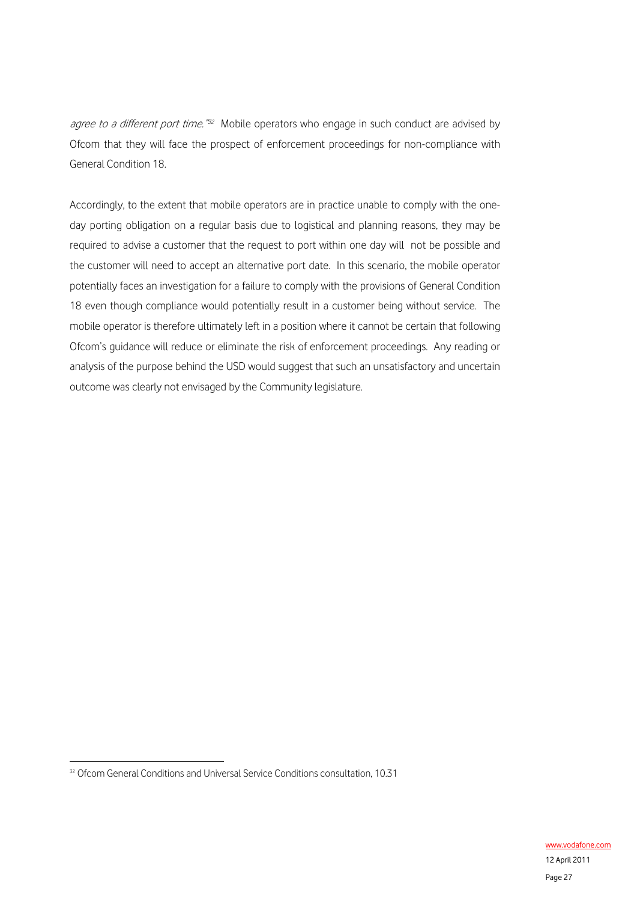*agree to a different port time.*"[32] Mobile operators who engage in such conduct are advised by Ofcom that they will face the prospect of enforcement proceedings for non-compliance with General Condition 18.

Accordingly, to the extent that mobile operators are in practice unable to comply with the one-day porting obligation on a regular basis due to logistical and planning reasons, they may be required to advise a customer that the request to port within one day will not be possible and the customer will need to accept an alternative port date. In this scenario, the mobile operator potentially faces an investigation for a failure to comply with the provisions of General Condition 18 even though compliance would potentially result in a customer being without service. The mobile operator is therefore ultimately left in a position where it cannot be certain that following Ofcom's guidance will reduce or eliminate the risk of enforcement proceedings. Any reading or analysis of the purpose behind the USD would suggest that such an unsatisfactory and uncertain outcome was clearly not envisaged by the Community legislature.

---

[32] Ofcom General Conditions and Universal Service Conditions consultation, 10.31